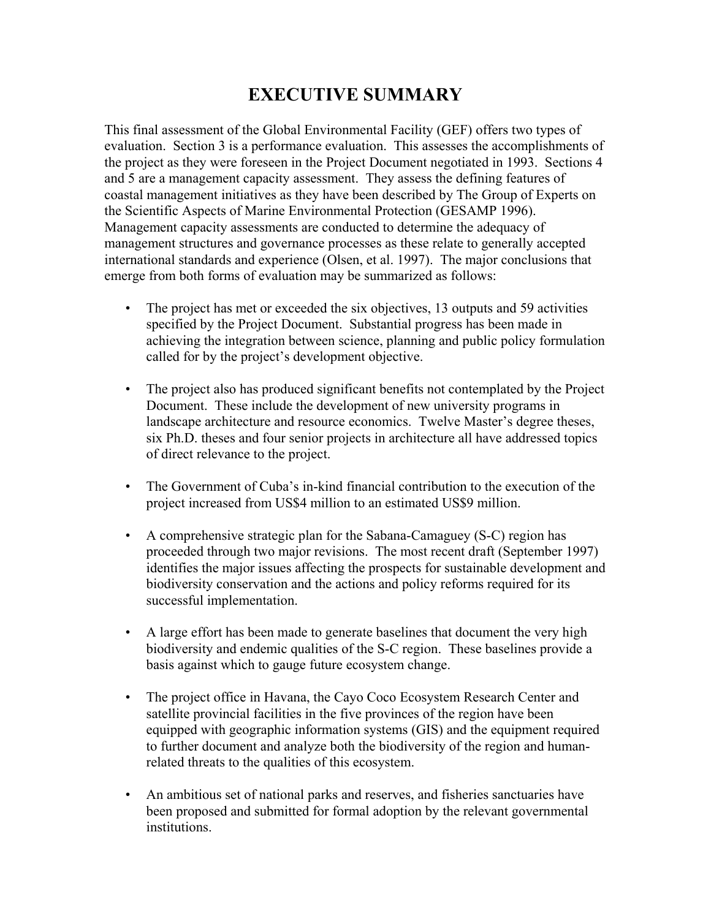# EXECUTIVE SUMMARY

This final assessment of the Global Environmental Facility (GEF) offers two types of evaluation. Section 3 is a performance evaluation. This assesses the accomplishments of the project as they were foreseen in the Project Document negotiated in 1993. Sections 4 and 5 are a management capacity assessment. They assess the defining features of coastal management initiatives as they have been described by The Group of Experts on the Scientific Aspects of Marine Environmental Protection (GESAMP 1996). Management capacity assessments are conducted to determine the adequacy of management structures and governance processes as these relate to generally accepted international standards and experience (Olsen, et al. 1997). The major conclusions that emerge from both forms of evaluation may be summarized as follows:

- The project has met or exceeded the six objectives, 13 outputs and 59 activities specified by the Project Document. Substantial progress has been made in achieving the integration between science, planning and public policy formulation called for by the project's development objective.

- The project also has produced significant benefits not contemplated by the Project Document. These include the development of new university programs in landscape architecture and resource economics. Twelve Master's degree theses, six Ph.D. theses and four senior projects in architecture all have addressed topics of direct relevance to the project.

- The Government of Cuba's in-kind financial contribution to the execution of the project increased from US$4 million to an estimated US$9 million.

- A comprehensive strategic plan for the Sabana-Camaguey (S-C) region has proceeded through two major revisions. The most recent draft (September 1997) identifies the major issues affecting the prospects for sustainable development and biodiversity conservation and the actions and policy reforms required for its successful implementation.

- A large effort has been made to generate baselines that document the very high biodiversity and endemic qualities of the S-C region. These baselines provide a basis against which to gauge future ecosystem change.

- The project office in Havana, the Cayo Coco Ecosystem Research Center and satellite provincial facilities in the five provinces of the region have been equipped with geographic information systems (GIS) and the equipment required to further document and analyze both the biodiversity of the region and human-related threats to the qualities of this ecosystem.

- An ambitious set of national parks and reserves, and fisheries sanctuaries have been proposed and submitted for formal adoption by the relevant governmental institutions.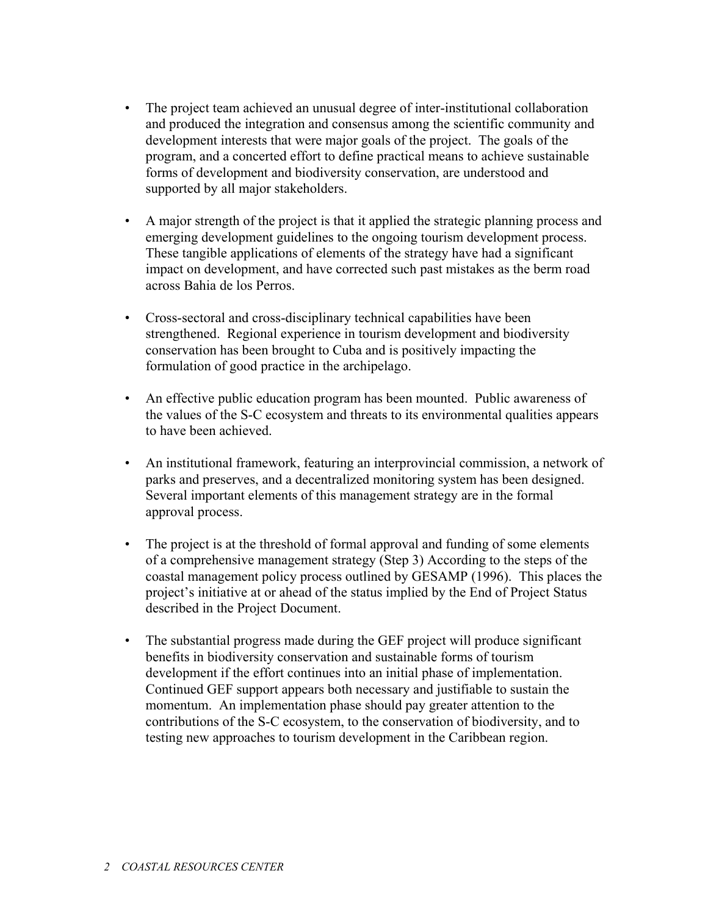- The project team achieved an unusual degree of inter-institutional collaboration and produced the integration and consensus among the scientific community and development interests that were major goals of the project. The goals of the program, and a concerted effort to define practical means to achieve sustainable forms of development and biodiversity conservation, are understood and supported by all major stakeholders.

- A major strength of the project is that it applied the strategic planning process and emerging development guidelines to the ongoing tourism development process. These tangible applications of elements of the strategy have had a significant impact on development, and have corrected such past mistakes as the berm road across Bahia de los Perros.

- Cross-sectoral and cross-disciplinary technical capabilities have been strengthened. Regional experience in tourism development and biodiversity conservation has been brought to Cuba and is positively impacting the formulation of good practice in the archipelago.

- An effective public education program has been mounted. Public awareness of the values of the S-C ecosystem and threats to its environmental qualities appears to have been achieved.

- An institutional framework, featuring an interprovincial commission, a network of parks and preserves, and a decentralized monitoring system has been designed. Several important elements of this management strategy are in the formal approval process.

- The project is at the threshold of formal approval and funding of some elements of a comprehensive management strategy (Step 3) According to the steps of the coastal management policy process outlined by GESAMP (1996). This places the project's initiative at or ahead of the status implied by the End of Project Status described in the Project Document.

- The substantial progress made during the GEF project will produce significant benefits in biodiversity conservation and sustainable forms of tourism development if the effort continues into an initial phase of implementation. Continued GEF support appears both necessary and justifiable to sustain the momentum. An implementation phase should pay greater attention to the contributions of the S-C ecosystem, to the conservation of biodiversity, and to testing new approaches to tourism development in the Caribbean region.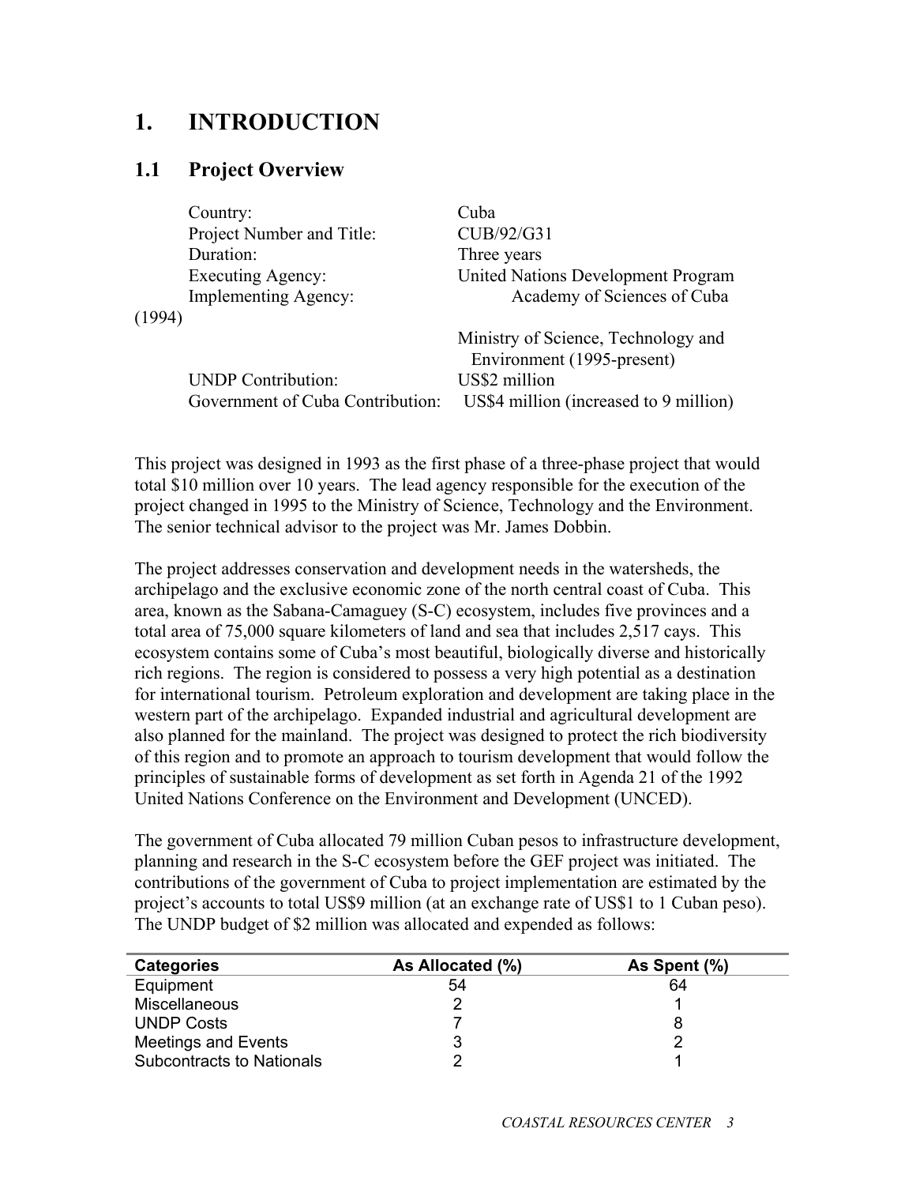# 1. INTRODUCTION

## 1.1 Project Overview

| | |
|---|---|
| Country: | Cuba |
| Project Number and Title: | CUB/92/G31 |
| Duration: | Three years |
| Executing Agency: | United Nations Development Program |
| Implementing Agency: | Academy of Sciences of Cuba (1994) |
| | Ministry of Science, Technology and Environment (1995-present) |
| UNDP Contribution: | US$2 million |
| Government of Cuba Contribution: | US$4 million (increased to 9 million) |

This project was designed in 1993 as the first phase of a three-phase project that would total $10 million over 10 years. The lead agency responsible for the execution of the project changed in 1995 to the Ministry of Science, Technology and the Environment. The senior technical advisor to the project was Mr. James Dobbin.

The project addresses conservation and development needs in the watersheds, the archipelago and the exclusive economic zone of the north central coast of Cuba. This area, known as the Sabana-Camaguey (S-C) ecosystem, includes five provinces and a total area of 75,000 square kilometers of land and sea that includes 2,517 cays. This ecosystem contains some of Cuba's most beautiful, biologically diverse and historically rich regions. The region is considered to possess a very high potential as a destination for international tourism. Petroleum exploration and development are taking place in the western part of the archipelago. Expanded industrial and agricultural development are also planned for the mainland. The project was designed to protect the rich biodiversity of this region and to promote an approach to tourism development that would follow the principles of sustainable forms of development as set forth in Agenda 21 of the 1992 United Nations Conference on the Environment and Development (UNCED).

The government of Cuba allocated 79 million Cuban pesos to infrastructure development, planning and research in the S-C ecosystem before the GEF project was initiated. The contributions of the government of Cuba to project implementation are estimated by the project's accounts to total US$9 million (at an exchange rate of US$1 to 1 Cuban peso). The UNDP budget of $2 million was allocated and expended as follows:

| Categories | As Allocated (%) | As Spent (%) |
|---|---|---|
| Equipment | 54 | 64 |
| Miscellaneous | 2 | 1 |
| UNDP Costs | 7 | 8 |
| Meetings and Events | 3 | 2 |
| Subcontracts to Nationals | 2 | 1 |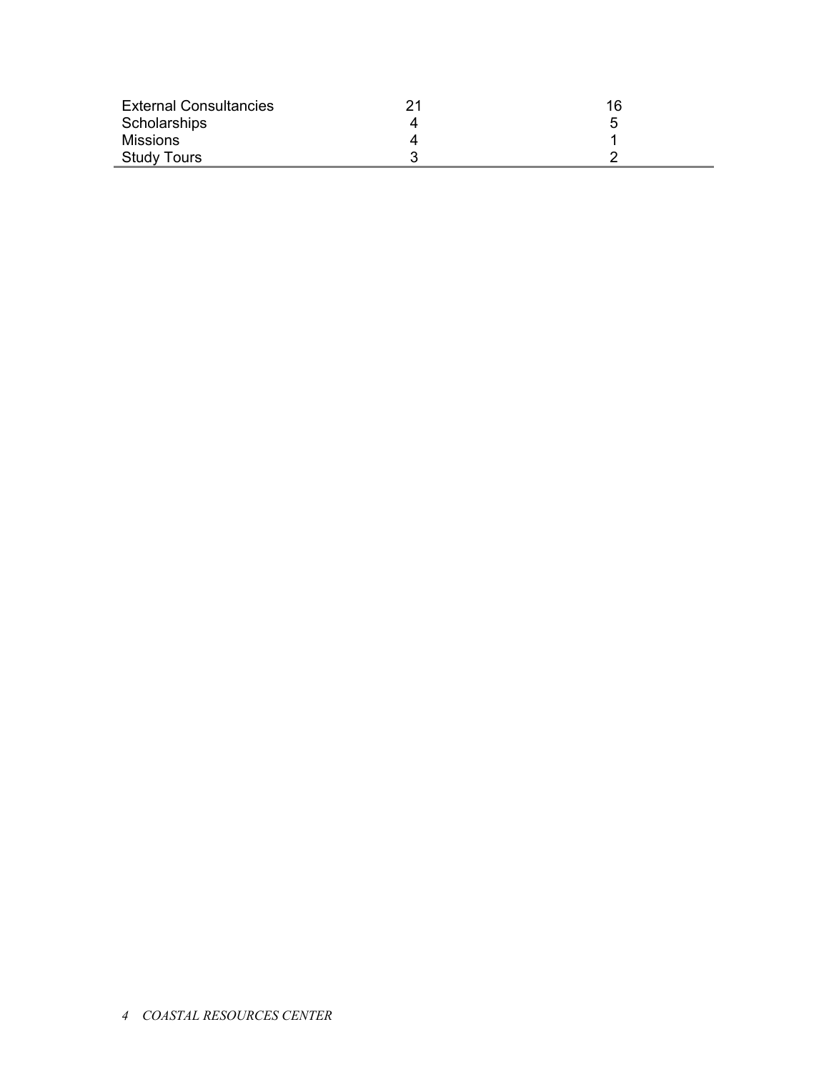| | | |
|---|---|---|
| External Consultancies | 21 | 16 |
| Scholarships | 4 | 5 |
| Missions | 4 | 1 |
| Study Tours | 3 | 2 |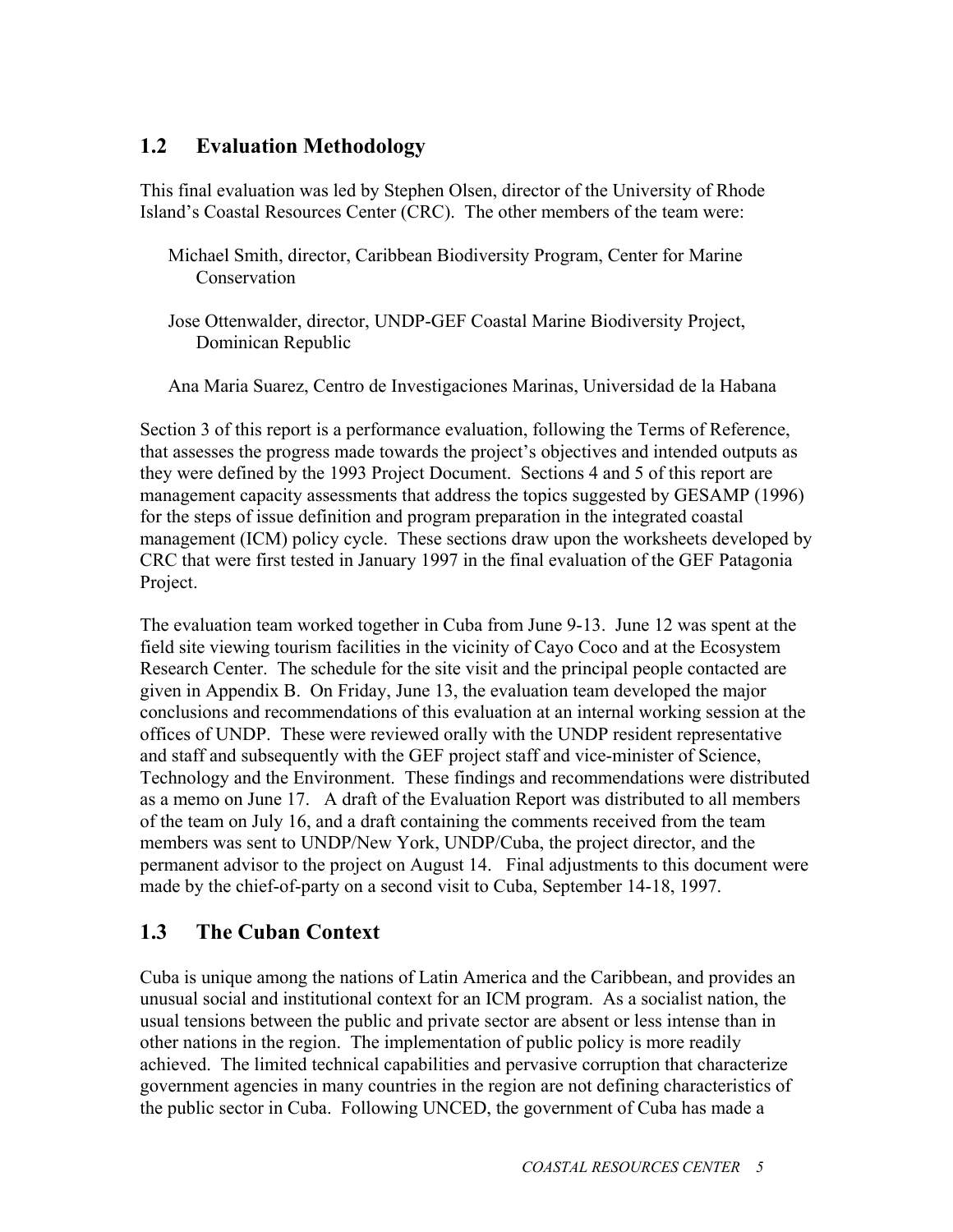## 1.2 Evaluation Methodology

This final evaluation was led by Stephen Olsen, director of the University of Rhode Island's Coastal Resources Center (CRC). The other members of the team were:

Michael Smith, director, Caribbean Biodiversity Program, Center for Marine Conservation

Jose Ottenwalder, director, UNDP-GEF Coastal Marine Biodiversity Project, Dominican Republic

Ana Maria Suarez, Centro de Investigaciones Marinas, Universidad de la Habana

Section 3 of this report is a performance evaluation, following the Terms of Reference, that assesses the progress made towards the project's objectives and intended outputs as they were defined by the 1993 Project Document. Sections 4 and 5 of this report are management capacity assessments that address the topics suggested by GESAMP (1996) for the steps of issue definition and program preparation in the integrated coastal management (ICM) policy cycle. These sections draw upon the worksheets developed by CRC that were first tested in January 1997 in the final evaluation of the GEF Patagonia Project.

The evaluation team worked together in Cuba from June 9-13. June 12 was spent at the field site viewing tourism facilities in the vicinity of Cayo Coco and at the Ecosystem Research Center. The schedule for the site visit and the principal people contacted are given in Appendix B. On Friday, June 13, the evaluation team developed the major conclusions and recommendations of this evaluation at an internal working session at the offices of UNDP. These were reviewed orally with the UNDP resident representative and staff and subsequently with the GEF project staff and vice-minister of Science, Technology and the Environment. These findings and recommendations were distributed as a memo on June 17. A draft of the Evaluation Report was distributed to all members of the team on July 16, and a draft containing the comments received from the team members was sent to UNDP/New York, UNDP/Cuba, the project director, and the permanent advisor to the project on August 14. Final adjustments to this document were made by the chief-of-party on a second visit to Cuba, September 14-18, 1997.

## 1.3 The Cuban Context

Cuba is unique among the nations of Latin America and the Caribbean, and provides an unusual social and institutional context for an ICM program. As a socialist nation, the usual tensions between the public and private sector are absent or less intense than in other nations in the region. The implementation of public policy is more readily achieved. The limited technical capabilities and pervasive corruption that characterize government agencies in many countries in the region are not defining characteristics of the public sector in Cuba. Following UNCED, the government of Cuba has made a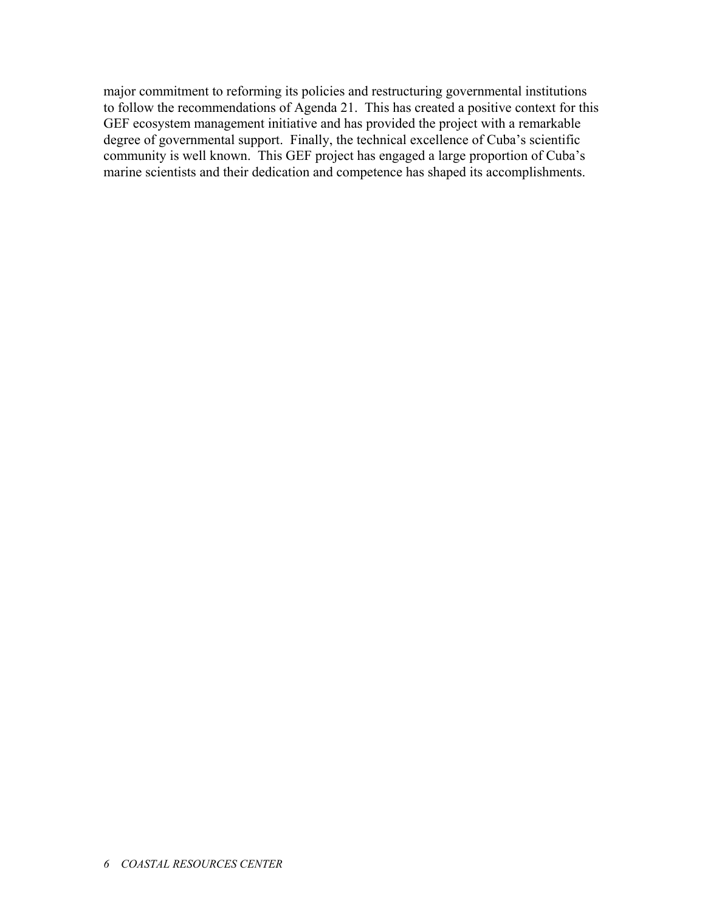major commitment to reforming its policies and restructuring governmental institutions to follow the recommendations of Agenda 21. This has created a positive context for this GEF ecosystem management initiative and has provided the project with a remarkable degree of governmental support. Finally, the technical excellence of Cuba's scientific community is well known. This GEF project has engaged a large proportion of Cuba's marine scientists and their dedication and competence has shaped its accomplishments.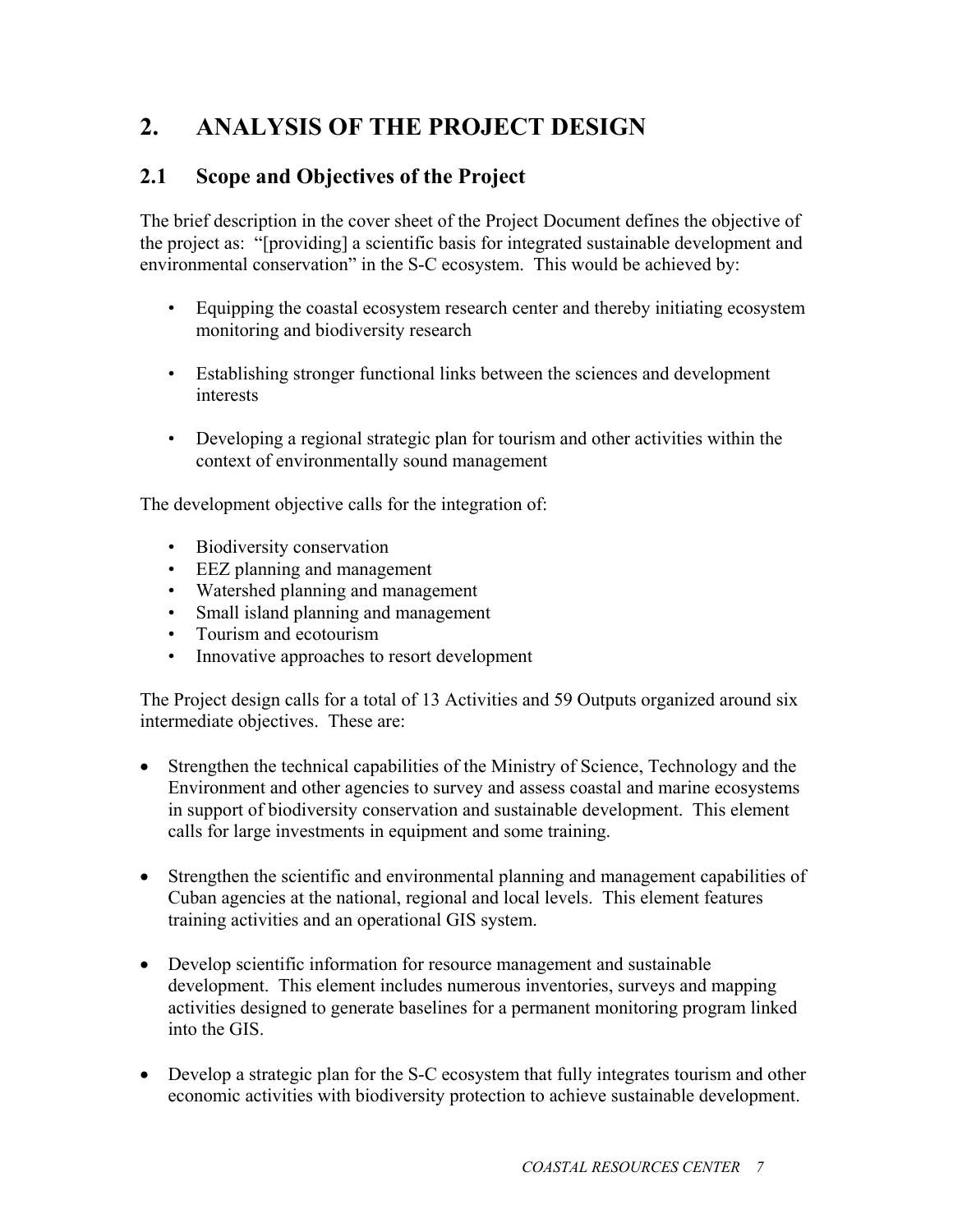# 2. ANALYSIS OF THE PROJECT DESIGN

## 2.1 Scope and Objectives of the Project

The brief description in the cover sheet of the Project Document defines the objective of the project as: "[providing] a scientific basis for integrated sustainable development and environmental conservation" in the S-C ecosystem. This would be achieved by:

- Equipping the coastal ecosystem research center and thereby initiating ecosystem monitoring and biodiversity research
- Establishing stronger functional links between the sciences and development interests
- Developing a regional strategic plan for tourism and other activities within the context of environmentally sound management

The development objective calls for the integration of:

- Biodiversity conservation
- EEZ planning and management
- Watershed planning and management
- Small island planning and management
- Tourism and ecotourism
- Innovative approaches to resort development

The Project design calls for a total of 13 Activities and 59 Outputs organized around six intermediate objectives. These are:

- Strengthen the technical capabilities of the Ministry of Science, Technology and the Environment and other agencies to survey and assess coastal and marine ecosystems in support of biodiversity conservation and sustainable development. This element calls for large investments in equipment and some training.
- Strengthen the scientific and environmental planning and management capabilities of Cuban agencies at the national, regional and local levels. This element features training activities and an operational GIS system.
- Develop scientific information for resource management and sustainable development. This element includes numerous inventories, surveys and mapping activities designed to generate baselines for a permanent monitoring program linked into the GIS.
- Develop a strategic plan for the S-C ecosystem that fully integrates tourism and other economic activities with biodiversity protection to achieve sustainable development.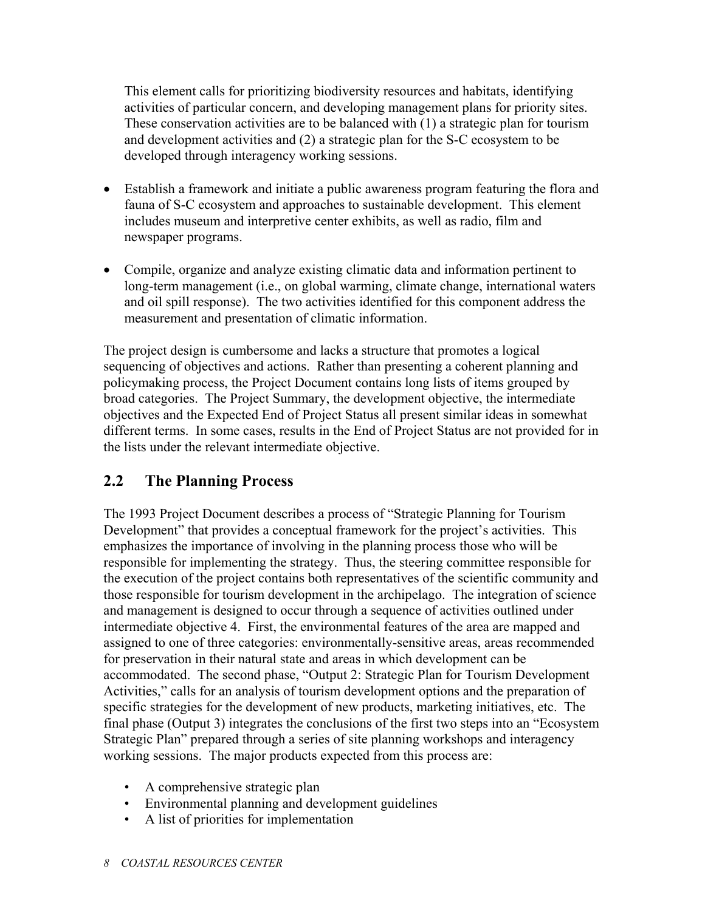This element calls for prioritizing biodiversity resources and habitats, identifying activities of particular concern, and developing management plans for priority sites. These conservation activities are to be balanced with (1) a strategic plan for tourism and development activities and (2) a strategic plan for the S-C ecosystem to be developed through interagency working sessions.

- Establish a framework and initiate a public awareness program featuring the flora and fauna of S-C ecosystem and approaches to sustainable development. This element includes museum and interpretive center exhibits, as well as radio, film and newspaper programs.
- Compile, organize and analyze existing climatic data and information pertinent to long-term management (i.e., on global warming, climate change, international waters and oil spill response). The two activities identified for this component address the measurement and presentation of climatic information.

The project design is cumbersome and lacks a structure that promotes a logical sequencing of objectives and actions. Rather than presenting a coherent planning and policymaking process, the Project Document contains long lists of items grouped by broad categories. The Project Summary, the development objective, the intermediate objectives and the Expected End of Project Status all present similar ideas in somewhat different terms. In some cases, results in the End of Project Status are not provided for in the lists under the relevant intermediate objective.

## 2.2 The Planning Process

The 1993 Project Document describes a process of "Strategic Planning for Tourism Development" that provides a conceptual framework for the project's activities. This emphasizes the importance of involving in the planning process those who will be responsible for implementing the strategy. Thus, the steering committee responsible for the execution of the project contains both representatives of the scientific community and those responsible for tourism development in the archipelago. The integration of science and management is designed to occur through a sequence of activities outlined under intermediate objective 4. First, the environmental features of the area are mapped and assigned to one of three categories: environmentally-sensitive areas, areas recommended for preservation in their natural state and areas in which development can be accommodated. The second phase, "Output 2: Strategic Plan for Tourism Development Activities," calls for an analysis of tourism development options and the preparation of specific strategies for the development of new products, marketing initiatives, etc. The final phase (Output 3) integrates the conclusions of the first two steps into an "Ecosystem Strategic Plan" prepared through a series of site planning workshops and interagency working sessions. The major products expected from this process are:

- A comprehensive strategic plan
- Environmental planning and development guidelines
- A list of priorities for implementation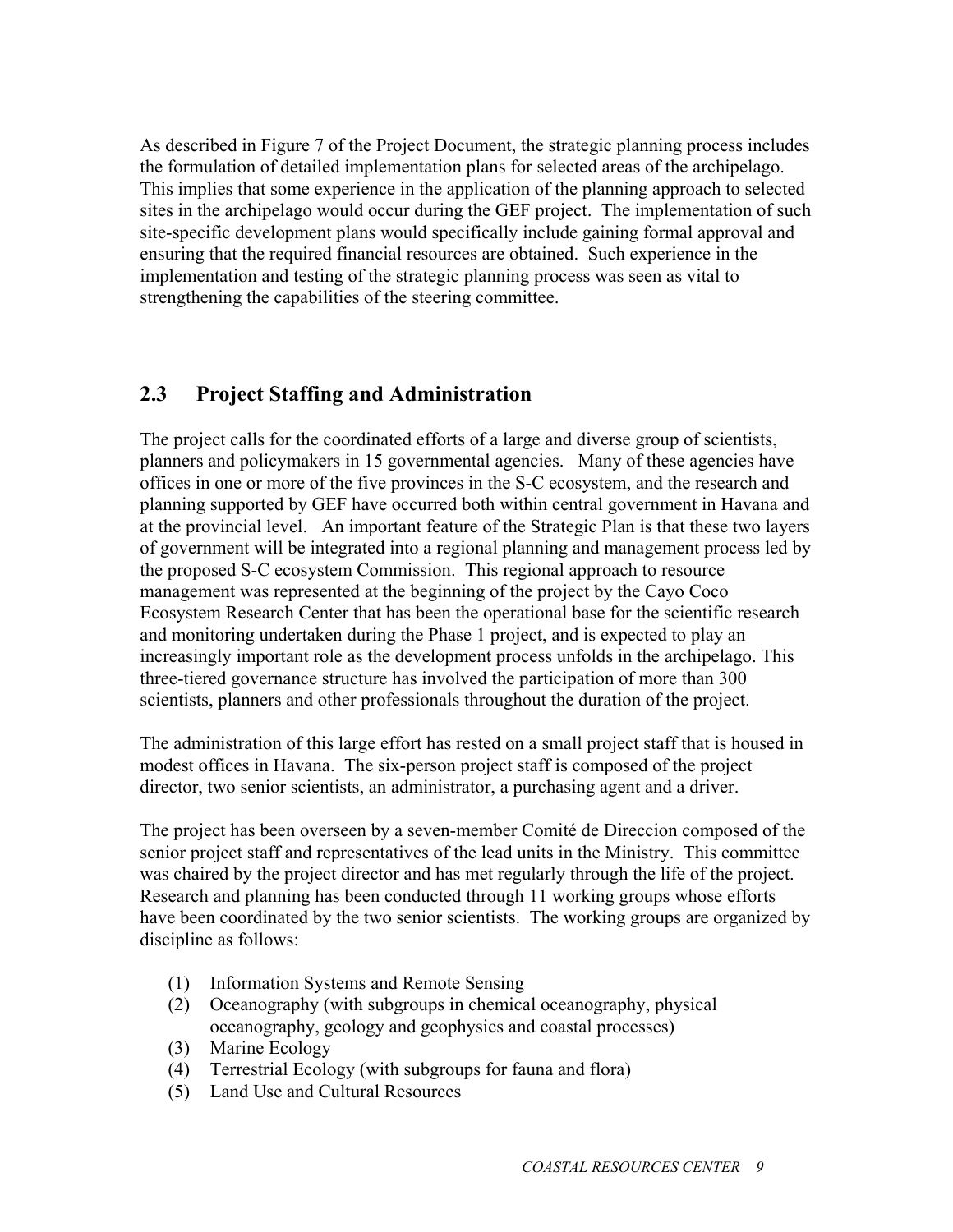As described in Figure 7 of the Project Document, the strategic planning process includes the formulation of detailed implementation plans for selected areas of the archipelago. This implies that some experience in the application of the planning approach to selected sites in the archipelago would occur during the GEF project. The implementation of such site-specific development plans would specifically include gaining formal approval and ensuring that the required financial resources are obtained. Such experience in the implementation and testing of the strategic planning process was seen as vital to strengthening the capabilities of the steering committee.

## 2.3 Project Staffing and Administration

The project calls for the coordinated efforts of a large and diverse group of scientists, planners and policymakers in 15 governmental agencies. Many of these agencies have offices in one or more of the five provinces in the S-C ecosystem, and the research and planning supported by GEF have occurred both within central government in Havana and at the provincial level. An important feature of the Strategic Plan is that these two layers of government will be integrated into a regional planning and management process led by the proposed S-C ecosystem Commission. This regional approach to resource management was represented at the beginning of the project by the Cayo Coco Ecosystem Research Center that has been the operational base for the scientific research and monitoring undertaken during the Phase 1 project, and is expected to play an increasingly important role as the development process unfolds in the archipelago. This three-tiered governance structure has involved the participation of more than 300 scientists, planners and other professionals throughout the duration of the project.

The administration of this large effort has rested on a small project staff that is housed in modest offices in Havana. The six-person project staff is composed of the project director, two senior scientists, an administrator, a purchasing agent and a driver.

The project has been overseen by a seven-member Comité de Direccion composed of the senior project staff and representatives of the lead units in the Ministry. This committee was chaired by the project director and has met regularly through the life of the project. Research and planning has been conducted through 11 working groups whose efforts have been coordinated by the two senior scientists. The working groups are organized by discipline as follows:

(1) Information Systems and Remote Sensing
(2) Oceanography (with subgroups in chemical oceanography, physical oceanography, geology and geophysics and coastal processes)
(3) Marine Ecology
(4) Terrestrial Ecology (with subgroups for fauna and flora)
(5) Land Use and Cultural Resources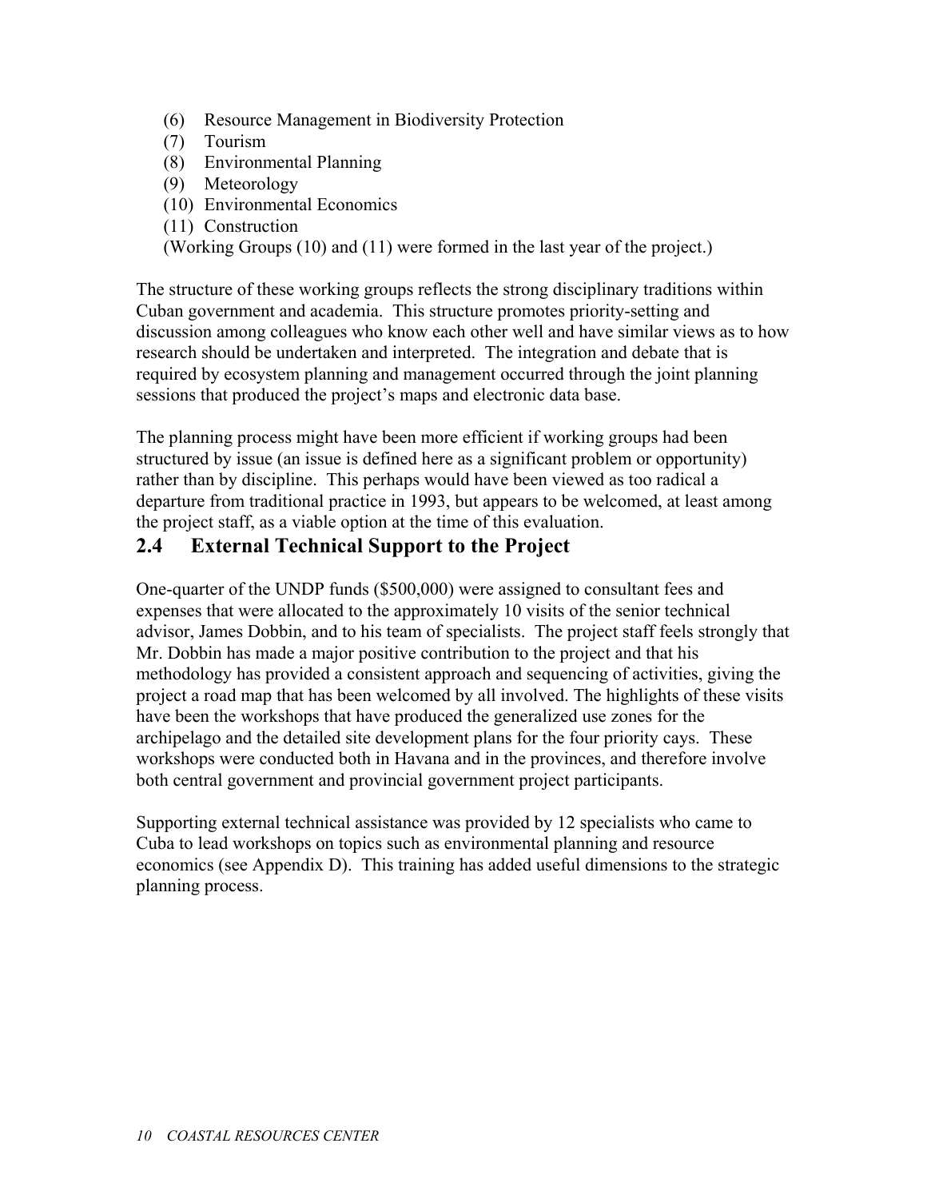(6) Resource Management in Biodiversity Protection
(7) Tourism
(8) Environmental Planning
(9) Meteorology
(10) Environmental Economics
(11) Construction
(Working Groups (10) and (11) were formed in the last year of the project.)

The structure of these working groups reflects the strong disciplinary traditions within Cuban government and academia. This structure promotes priority-setting and discussion among colleagues who know each other well and have similar views as to how research should be undertaken and interpreted. The integration and debate that is required by ecosystem planning and management occurred through the joint planning sessions that produced the project's maps and electronic data base.

The planning process might have been more efficient if working groups had been structured by issue (an issue is defined here as a significant problem or opportunity) rather than by discipline. This perhaps would have been viewed as too radical a departure from traditional practice in 1993, but appears to be welcomed, at least among the project staff, as a viable option at the time of this evaluation.

## 2.4 External Technical Support to the Project

One-quarter of the UNDP funds ($500,000) were assigned to consultant fees and expenses that were allocated to the approximately 10 visits of the senior technical advisor, James Dobbin, and to his team of specialists. The project staff feels strongly that Mr. Dobbin has made a major positive contribution to the project and that his methodology has provided a consistent approach and sequencing of activities, giving the project a road map that has been welcomed by all involved. The highlights of these visits have been the workshops that have produced the generalized use zones for the archipelago and the detailed site development plans for the four priority cays. These workshops were conducted both in Havana and in the provinces, and therefore involve both central government and provincial government project participants.

Supporting external technical assistance was provided by 12 specialists who came to Cuba to lead workshops on topics such as environmental planning and resource economics (see Appendix D). This training has added useful dimensions to the strategic planning process.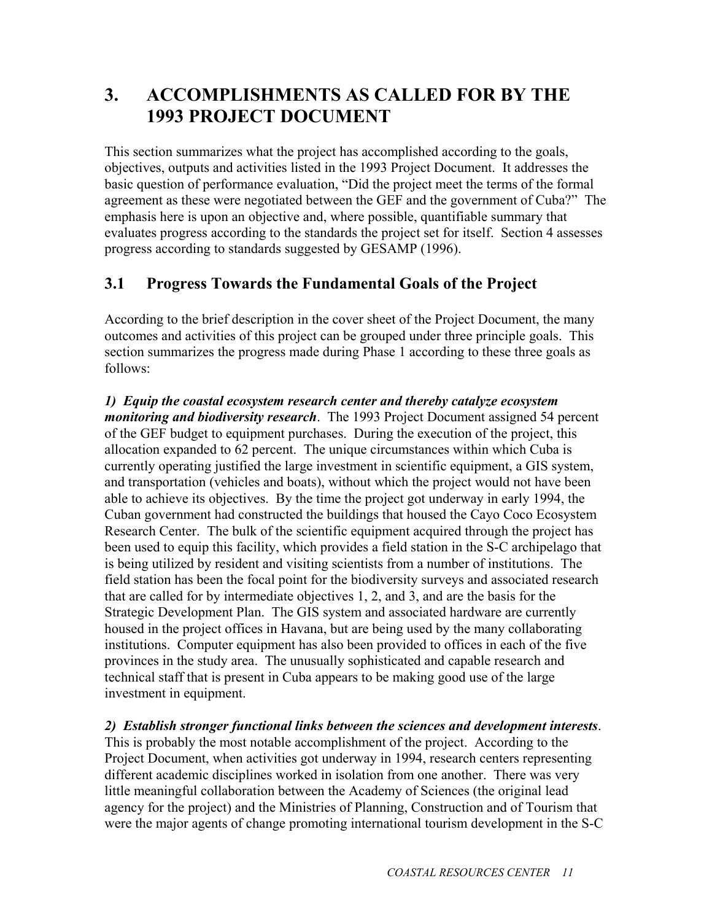# 3. ACCOMPLISHMENTS AS CALLED FOR BY THE 1993 PROJECT DOCUMENT

This section summarizes what the project has accomplished according to the goals, objectives, outputs and activities listed in the 1993 Project Document. It addresses the basic question of performance evaluation, "Did the project meet the terms of the formal agreement as these were negotiated between the GEF and the government of Cuba?" The emphasis here is upon an objective and, where possible, quantifiable summary that evaluates progress according to the standards the project set for itself. Section 4 assesses progress according to standards suggested by GESAMP (1996).

## 3.1 Progress Towards the Fundamental Goals of the Project

According to the brief description in the cover sheet of the Project Document, the many outcomes and activities of this project can be grouped under three principle goals. This section summarizes the progress made during Phase 1 according to these three goals as follows:

***1) Equip the coastal ecosystem research center and thereby catalyze ecosystem monitoring and biodiversity research***. The 1993 Project Document assigned 54 percent of the GEF budget to equipment purchases. During the execution of the project, this allocation expanded to 62 percent. The unique circumstances within which Cuba is currently operating justified the large investment in scientific equipment, a GIS system, and transportation (vehicles and boats), without which the project would not have been able to achieve its objectives. By the time the project got underway in early 1994, the Cuban government had constructed the buildings that housed the Cayo Coco Ecosystem Research Center. The bulk of the scientific equipment acquired through the project has been used to equip this facility, which provides a field station in the S-C archipelago that is being utilized by resident and visiting scientists from a number of institutions. The field station has been the focal point for the biodiversity surveys and associated research that are called for by intermediate objectives 1, 2, and 3, and are the basis for the Strategic Development Plan. The GIS system and associated hardware are currently housed in the project offices in Havana, but are being used by the many collaborating institutions. Computer equipment has also been provided to offices in each of the five provinces in the study area. The unusually sophisticated and capable research and technical staff that is present in Cuba appears to be making good use of the large investment in equipment.

***2) Establish stronger functional links between the sciences and development interests***. This is probably the most notable accomplishment of the project. According to the Project Document, when activities got underway in 1994, research centers representing different academic disciplines worked in isolation from one another. There was very little meaningful collaboration between the Academy of Sciences (the original lead agency for the project) and the Ministries of Planning, Construction and of Tourism that were the major agents of change promoting international tourism development in the S-C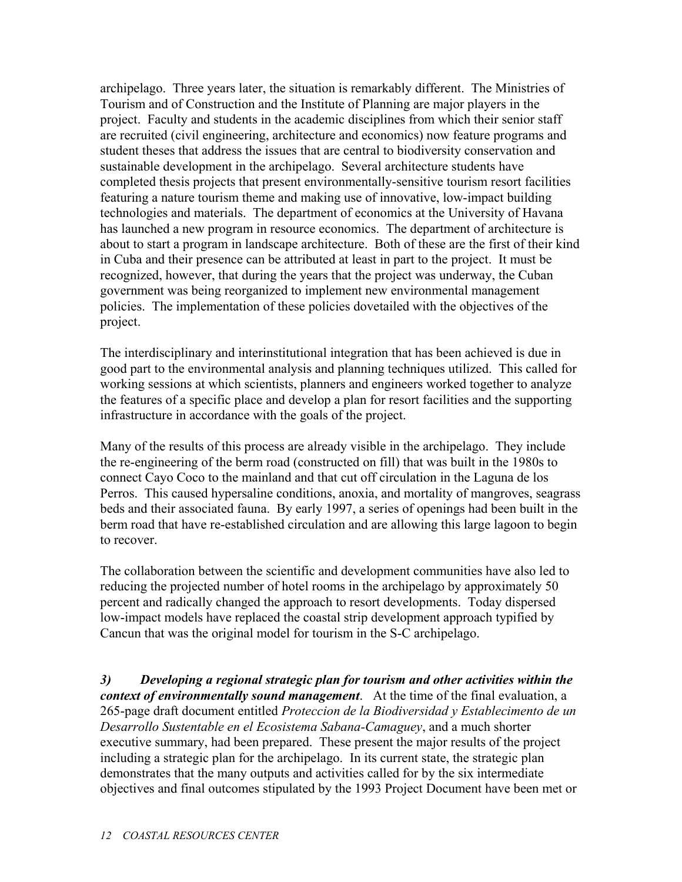archipelago. Three years later, the situation is remarkably different. The Ministries of Tourism and of Construction and the Institute of Planning are major players in the project. Faculty and students in the academic disciplines from which their senior staff are recruited (civil engineering, architecture and economics) now feature programs and student theses that address the issues that are central to biodiversity conservation and sustainable development in the archipelago. Several architecture students have completed thesis projects that present environmentally-sensitive tourism resort facilities featuring a nature tourism theme and making use of innovative, low-impact building technologies and materials. The department of economics at the University of Havana has launched a new program in resource economics. The department of architecture is about to start a program in landscape architecture. Both of these are the first of their kind in Cuba and their presence can be attributed at least in part to the project. It must be recognized, however, that during the years that the project was underway, the Cuban government was being reorganized to implement new environmental management policies. The implementation of these policies dovetailed with the objectives of the project.

The interdisciplinary and interinstitutional integration that has been achieved is due in good part to the environmental analysis and planning techniques utilized. This called for working sessions at which scientists, planners and engineers worked together to analyze the features of a specific place and develop a plan for resort facilities and the supporting infrastructure in accordance with the goals of the project.

Many of the results of this process are already visible in the archipelago. They include the re-engineering of the berm road (constructed on fill) that was built in the 1980s to connect Cayo Coco to the mainland and that cut off circulation in the Laguna de los Perros. This caused hypersaline conditions, anoxia, and mortality of mangroves, seagrass beds and their associated fauna. By early 1997, a series of openings had been built in the berm road that have re-established circulation and are allowing this large lagoon to begin to recover.

The collaboration between the scientific and development communities have also led to reducing the projected number of hotel rooms in the archipelago by approximately 50 percent and radically changed the approach to resort developments. Today dispersed low-impact models have replaced the coastal strip development approach typified by Cancun that was the original model for tourism in the S-C archipelago.

***3) Developing a regional strategic plan for tourism and other activities within the context of environmentally sound management***. At the time of the final evaluation, a 265-page draft document entitled *Proteccion de la Biodiversidad y Establecimento de un Desarrollo Sustentable en el Ecosistema Sabana-Camaguey*, and a much shorter executive summary, had been prepared. These present the major results of the project including a strategic plan for the archipelago. In its current state, the strategic plan demonstrates that the many outputs and activities called for by the six intermediate objectives and final outcomes stipulated by the 1993 Project Document have been met or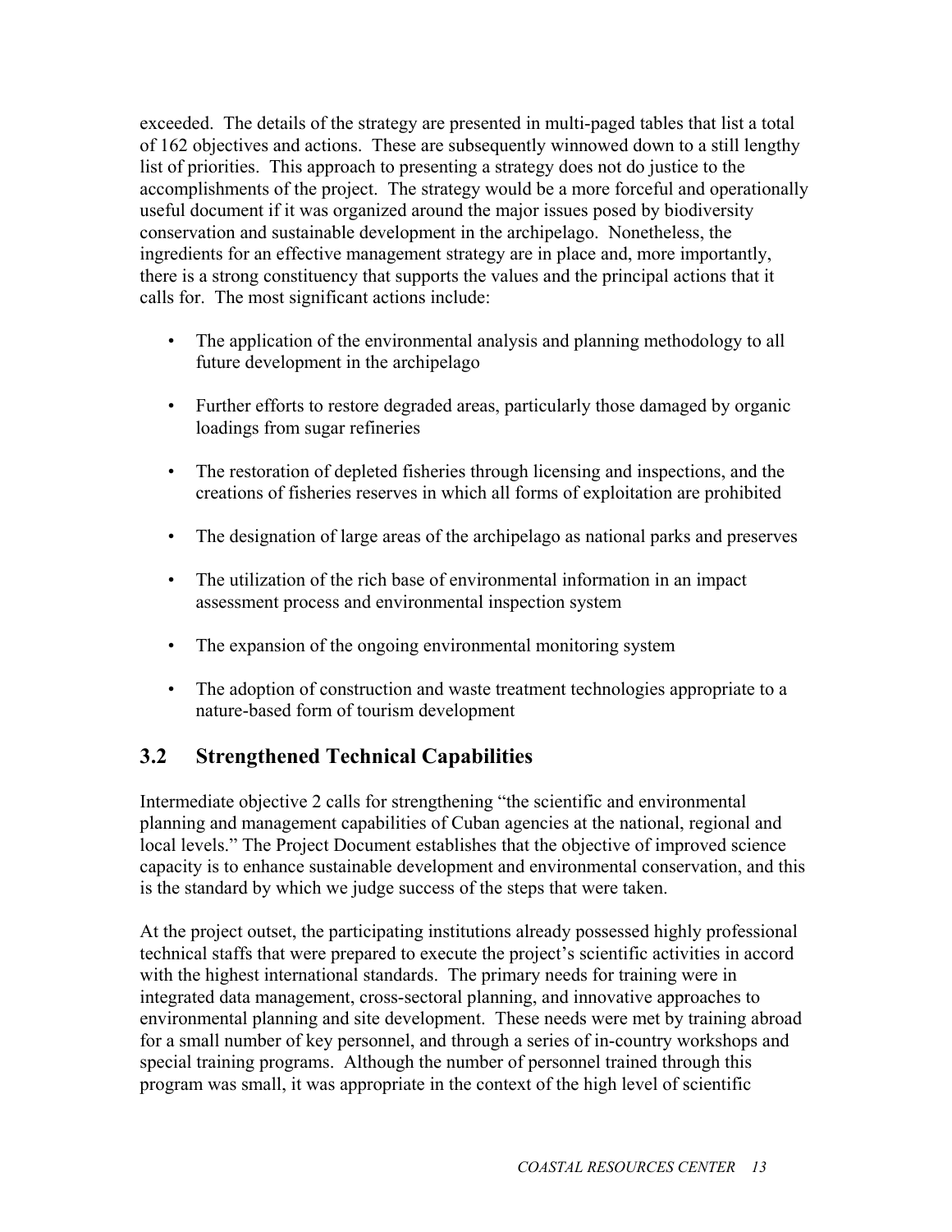exceeded. The details of the strategy are presented in multi-paged tables that list a total of 162 objectives and actions. These are subsequently winnowed down to a still lengthy list of priorities. This approach to presenting a strategy does not do justice to the accomplishments of the project. The strategy would be a more forceful and operationally useful document if it was organized around the major issues posed by biodiversity conservation and sustainable development in the archipelago. Nonetheless, the ingredients for an effective management strategy are in place and, more importantly, there is a strong constituency that supports the values and the principal actions that it calls for. The most significant actions include:

- The application of the environmental analysis and planning methodology to all future development in the archipelago
- Further efforts to restore degraded areas, particularly those damaged by organic loadings from sugar refineries
- The restoration of depleted fisheries through licensing and inspections, and the creations of fisheries reserves in which all forms of exploitation are prohibited
- The designation of large areas of the archipelago as national parks and preserves
- The utilization of the rich base of environmental information in an impact assessment process and environmental inspection system
- The expansion of the ongoing environmental monitoring system
- The adoption of construction and waste treatment technologies appropriate to a nature-based form of tourism development

## 3.2 Strengthened Technical Capabilities

Intermediate objective 2 calls for strengthening "the scientific and environmental planning and management capabilities of Cuban agencies at the national, regional and local levels." The Project Document establishes that the objective of improved science capacity is to enhance sustainable development and environmental conservation, and this is the standard by which we judge success of the steps that were taken.

At the project outset, the participating institutions already possessed highly professional technical staffs that were prepared to execute the project's scientific activities in accord with the highest international standards. The primary needs for training were in integrated data management, cross-sectoral planning, and innovative approaches to environmental planning and site development. These needs were met by training abroad for a small number of key personnel, and through a series of in-country workshops and special training programs. Although the number of personnel trained through this program was small, it was appropriate in the context of the high level of scientific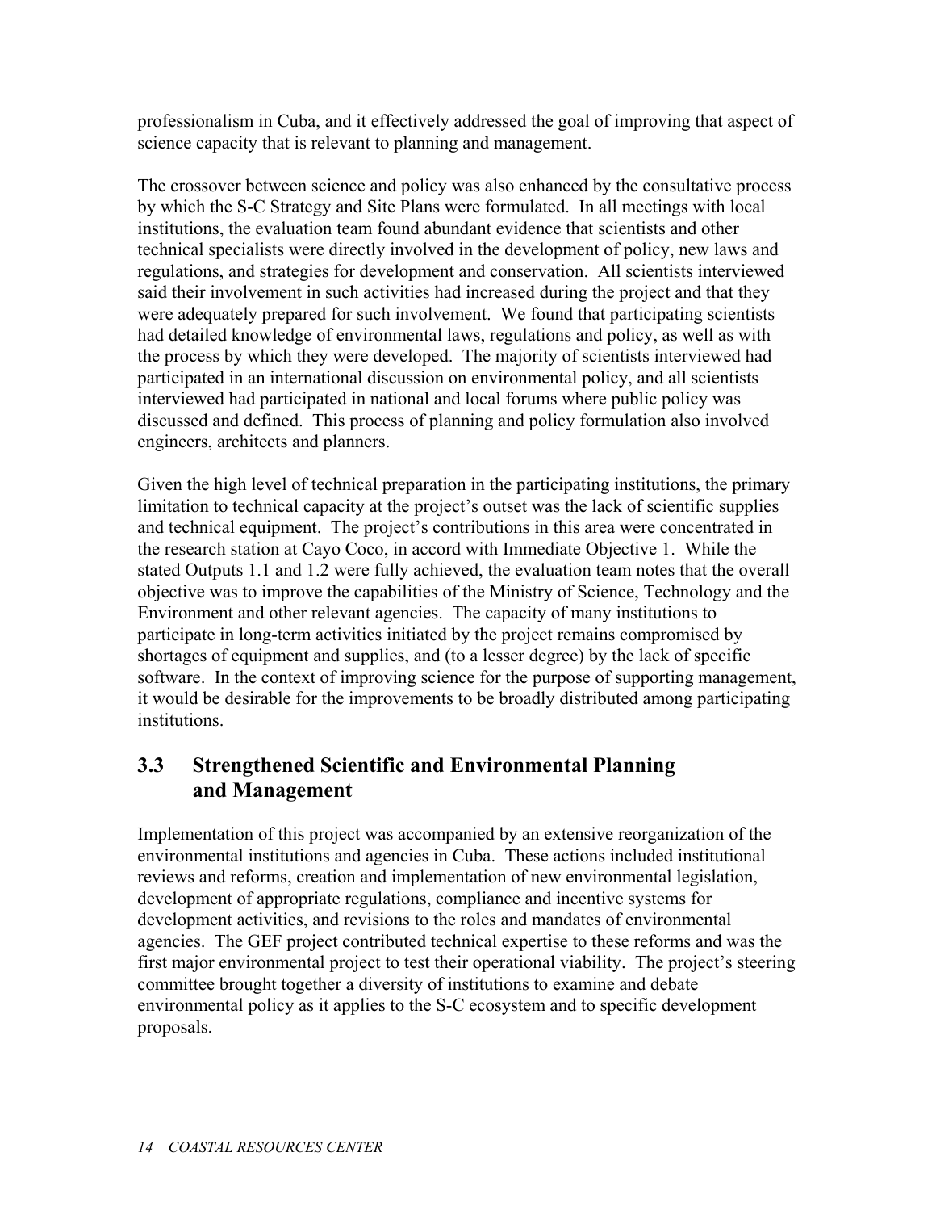professionalism in Cuba, and it effectively addressed the goal of improving that aspect of science capacity that is relevant to planning and management.

The crossover between science and policy was also enhanced by the consultative process by which the S-C Strategy and Site Plans were formulated. In all meetings with local institutions, the evaluation team found abundant evidence that scientists and other technical specialists were directly involved in the development of policy, new laws and regulations, and strategies for development and conservation. All scientists interviewed said their involvement in such activities had increased during the project and that they were adequately prepared for such involvement. We found that participating scientists had detailed knowledge of environmental laws, regulations and policy, as well as with the process by which they were developed. The majority of scientists interviewed had participated in an international discussion on environmental policy, and all scientists interviewed had participated in national and local forums where public policy was discussed and defined. This process of planning and policy formulation also involved engineers, architects and planners.

Given the high level of technical preparation in the participating institutions, the primary limitation to technical capacity at the project's outset was the lack of scientific supplies and technical equipment. The project's contributions in this area were concentrated in the research station at Cayo Coco, in accord with Immediate Objective 1. While the stated Outputs 1.1 and 1.2 were fully achieved, the evaluation team notes that the overall objective was to improve the capabilities of the Ministry of Science, Technology and the Environment and other relevant agencies. The capacity of many institutions to participate in long-term activities initiated by the project remains compromised by shortages of equipment and supplies, and (to a lesser degree) by the lack of specific software. In the context of improving science for the purpose of supporting management, it would be desirable for the improvements to be broadly distributed among participating institutions.

## 3.3 Strengthened Scientific and Environmental Planning and Management

Implementation of this project was accompanied by an extensive reorganization of the environmental institutions and agencies in Cuba. These actions included institutional reviews and reforms, creation and implementation of new environmental legislation, development of appropriate regulations, compliance and incentive systems for development activities, and revisions to the roles and mandates of environmental agencies. The GEF project contributed technical expertise to these reforms and was the first major environmental project to test their operational viability. The project's steering committee brought together a diversity of institutions to examine and debate environmental policy as it applies to the S-C ecosystem and to specific development proposals.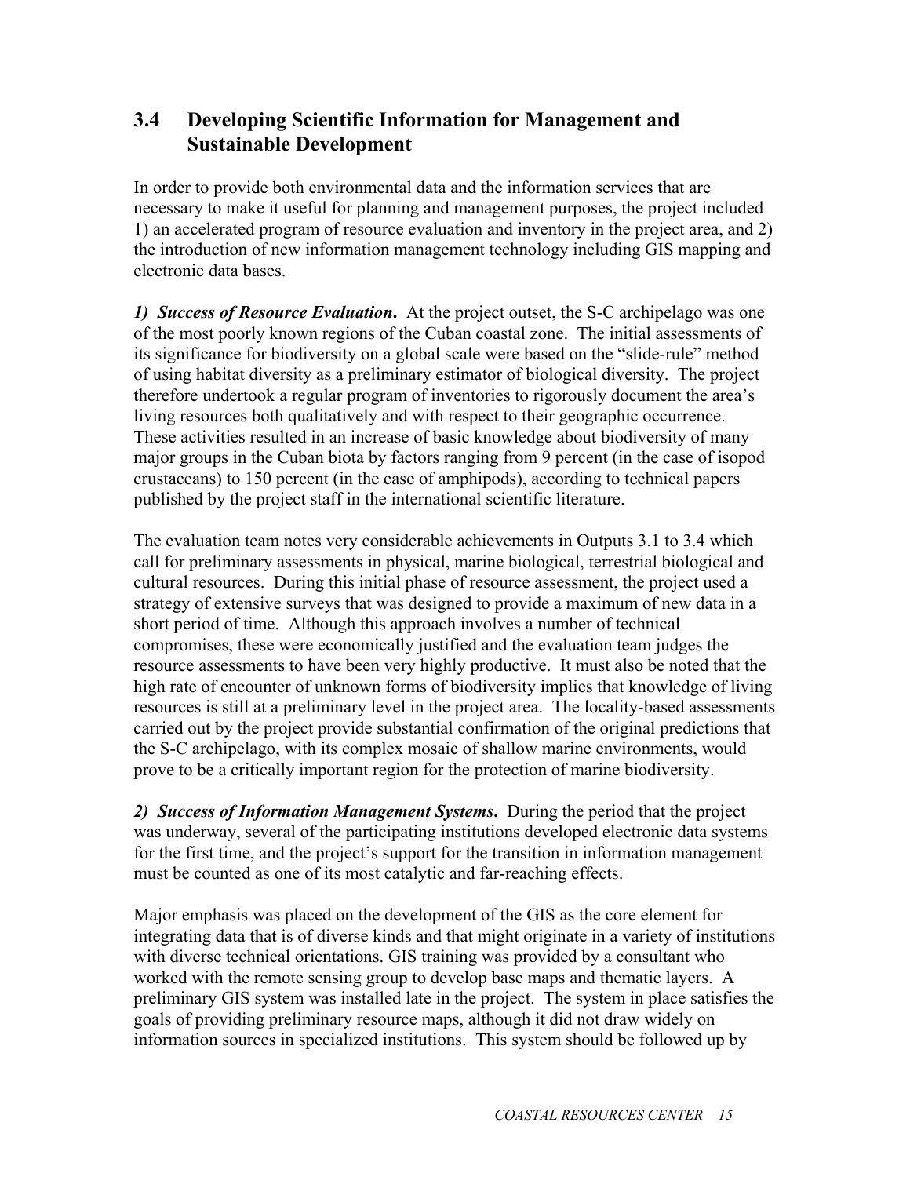## 3.4 Developing Scientific Information for Management and Sustainable Development

In order to provide both environmental data and the information services that are necessary to make it useful for planning and management purposes, the project included 1) an accelerated program of resource evaluation and inventory in the project area, and 2) the introduction of new information management technology including GIS mapping and electronic data bases.

***1) Success of Resource Evaluation*.** At the project outset, the S-C archipelago was one of the most poorly known regions of the Cuban coastal zone. The initial assessments of its significance for biodiversity on a global scale were based on the "slide-rule" method of using habitat diversity as a preliminary estimator of biological diversity. The project therefore undertook a regular program of inventories to rigorously document the area's living resources both qualitatively and with respect to their geographic occurrence. These activities resulted in an increase of basic knowledge about biodiversity of many major groups in the Cuban biota by factors ranging from 9 percent (in the case of isopod crustaceans) to 150 percent (in the case of amphipods), according to technical papers published by the project staff in the international scientific literature.

The evaluation team notes very considerable achievements in Outputs 3.1 to 3.4 which call for preliminary assessments in physical, marine biological, terrestrial biological and cultural resources. During this initial phase of resource assessment, the project used a strategy of extensive surveys that was designed to provide a maximum of new data in a short period of time. Although this approach involves a number of technical compromises, these were economically justified and the evaluation team judges the resource assessments to have been very highly productive. It must also be noted that the high rate of encounter of unknown forms of biodiversity implies that knowledge of living resources is still at a preliminary level in the project area. The locality-based assessments carried out by the project provide substantial confirmation of the original predictions that the S-C archipelago, with its complex mosaic of shallow marine environments, would prove to be a critically important region for the protection of marine biodiversity.

***2) Success of Information Management Systems*.** During the period that the project was underway, several of the participating institutions developed electronic data systems for the first time, and the project's support for the transition in information management must be counted as one of its most catalytic and far-reaching effects.

Major emphasis was placed on the development of the GIS as the core element for integrating data that is of diverse kinds and that might originate in a variety of institutions with diverse technical orientations. GIS training was provided by a consultant who worked with the remote sensing group to develop base maps and thematic layers. A preliminary GIS system was installed late in the project. The system in place satisfies the goals of providing preliminary resource maps, although it did not draw widely on information sources in specialized institutions. This system should be followed up by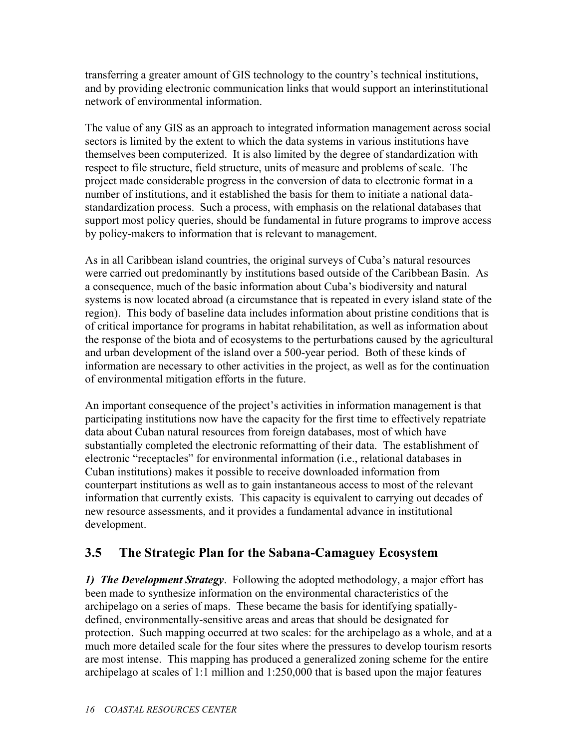transferring a greater amount of GIS technology to the country's technical institutions, and by providing electronic communication links that would support an interinstitutional network of environmental information.

The value of any GIS as an approach to integrated information management across social sectors is limited by the extent to which the data systems in various institutions have themselves been computerized. It is also limited by the degree of standardization with respect to file structure, field structure, units of measure and problems of scale. The project made considerable progress in the conversion of data to electronic format in a number of institutions, and it established the basis for them to initiate a national data-standardization process. Such a process, with emphasis on the relational databases that support most policy queries, should be fundamental in future programs to improve access by policy-makers to information that is relevant to management.

As in all Caribbean island countries, the original surveys of Cuba's natural resources were carried out predominantly by institutions based outside of the Caribbean Basin. As a consequence, much of the basic information about Cuba's biodiversity and natural systems is now located abroad (a circumstance that is repeated in every island state of the region). This body of baseline data includes information about pristine conditions that is of critical importance for programs in habitat rehabilitation, as well as information about the response of the biota and of ecosystems to the perturbations caused by the agricultural and urban development of the island over a 500-year period. Both of these kinds of information are necessary to other activities in the project, as well as for the continuation of environmental mitigation efforts in the future.

An important consequence of the project's activities in information management is that participating institutions now have the capacity for the first time to effectively repatriate data about Cuban natural resources from foreign databases, most of which have substantially completed the electronic reformatting of their data. The establishment of electronic "receptacles" for environmental information (i.e., relational databases in Cuban institutions) makes it possible to receive downloaded information from counterpart institutions as well as to gain instantaneous access to most of the relevant information that currently exists. This capacity is equivalent to carrying out decades of new resource assessments, and it provides a fundamental advance in institutional development.

## 3.5 The Strategic Plan for the Sabana-Camaguey Ecosystem

***1) The Development Strategy***. Following the adopted methodology, a major effort has been made to synthesize information on the environmental characteristics of the archipelago on a series of maps. These became the basis for identifying spatially-defined, environmentally-sensitive areas and areas that should be designated for protection. Such mapping occurred at two scales: for the archipelago as a whole, and at a much more detailed scale for the four sites where the pressures to develop tourism resorts are most intense. This mapping has produced a generalized zoning scheme for the entire archipelago at scales of 1:1 million and 1:250,000 that is based upon the major features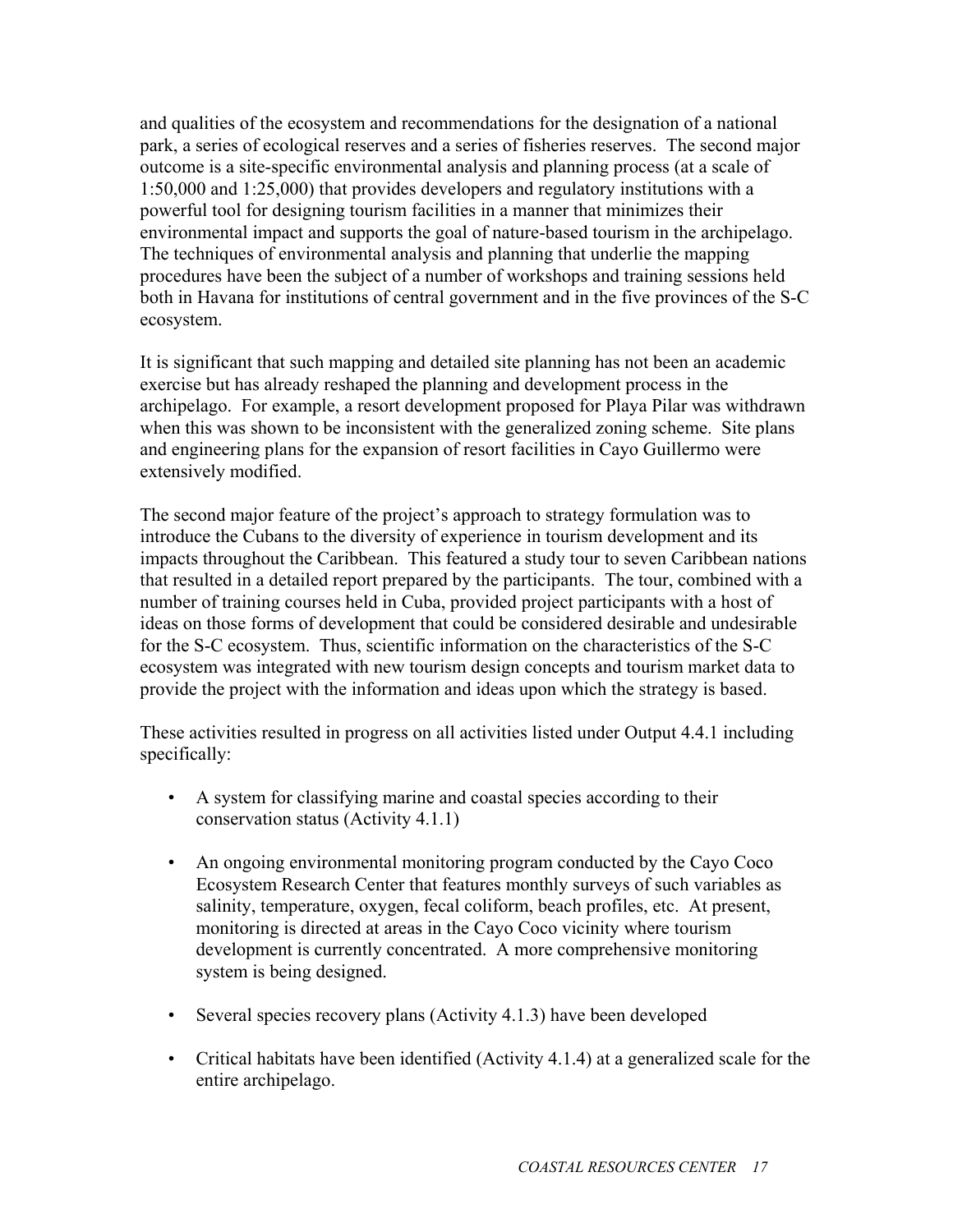and qualities of the ecosystem and recommendations for the designation of a national park, a series of ecological reserves and a series of fisheries reserves. The second major outcome is a site-specific environmental analysis and planning process (at a scale of 1:50,000 and 1:25,000) that provides developers and regulatory institutions with a powerful tool for designing tourism facilities in a manner that minimizes their environmental impact and supports the goal of nature-based tourism in the archipelago. The techniques of environmental analysis and planning that underlie the mapping procedures have been the subject of a number of workshops and training sessions held both in Havana for institutions of central government and in the five provinces of the S-C ecosystem.

It is significant that such mapping and detailed site planning has not been an academic exercise but has already reshaped the planning and development process in the archipelago. For example, a resort development proposed for Playa Pilar was withdrawn when this was shown to be inconsistent with the generalized zoning scheme. Site plans and engineering plans for the expansion of resort facilities in Cayo Guillermo were extensively modified.

The second major feature of the project's approach to strategy formulation was to introduce the Cubans to the diversity of experience in tourism development and its impacts throughout the Caribbean. This featured a study tour to seven Caribbean nations that resulted in a detailed report prepared by the participants. The tour, combined with a number of training courses held in Cuba, provided project participants with a host of ideas on those forms of development that could be considered desirable and undesirable for the S-C ecosystem. Thus, scientific information on the characteristics of the S-C ecosystem was integrated with new tourism design concepts and tourism market data to provide the project with the information and ideas upon which the strategy is based.

These activities resulted in progress on all activities listed under Output 4.4.1 including specifically:

- A system for classifying marine and coastal species according to their conservation status (Activity 4.1.1)
- An ongoing environmental monitoring program conducted by the Cayo Coco Ecosystem Research Center that features monthly surveys of such variables as salinity, temperature, oxygen, fecal coliform, beach profiles, etc. At present, monitoring is directed at areas in the Cayo Coco vicinity where tourism development is currently concentrated. A more comprehensive monitoring system is being designed.
- Several species recovery plans (Activity 4.1.3) have been developed
- Critical habitats have been identified (Activity 4.1.4) at a generalized scale for the entire archipelago.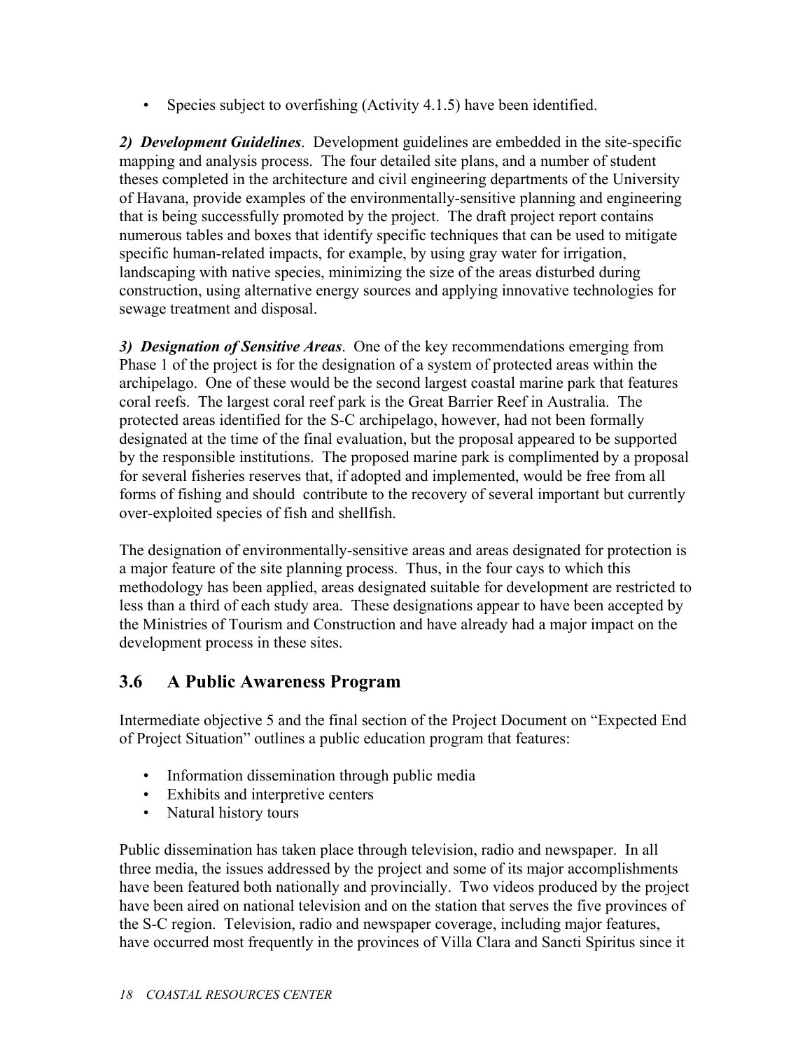- Species subject to overfishing (Activity 4.1.5) have been identified.

***2) Development Guidelines***. Development guidelines are embedded in the site-specific mapping and analysis process. The four detailed site plans, and a number of student theses completed in the architecture and civil engineering departments of the University of Havana, provide examples of the environmentally-sensitive planning and engineering that is being successfully promoted by the project. The draft project report contains numerous tables and boxes that identify specific techniques that can be used to mitigate specific human-related impacts, for example, by using gray water for irrigation, landscaping with native species, minimizing the size of the areas disturbed during construction, using alternative energy sources and applying innovative technologies for sewage treatment and disposal.

***3) Designation of Sensitive Areas***. One of the key recommendations emerging from Phase 1 of the project is for the designation of a system of protected areas within the archipelago. One of these would be the second largest coastal marine park that features coral reefs. The largest coral reef park is the Great Barrier Reef in Australia. The protected areas identified for the S-C archipelago, however, had not been formally designated at the time of the final evaluation, but the proposal appeared to be supported by the responsible institutions. The proposed marine park is complimented by a proposal for several fisheries reserves that, if adopted and implemented, would be free from all forms of fishing and should contribute to the recovery of several important but currently over-exploited species of fish and shellfish.

The designation of environmentally-sensitive areas and areas designated for protection is a major feature of the site planning process. Thus, in the four cays to which this methodology has been applied, areas designated suitable for development are restricted to less than a third of each study area. These designations appear to have been accepted by the Ministries of Tourism and Construction and have already had a major impact on the development process in these sites.

## 3.6 A Public Awareness Program

Intermediate objective 5 and the final section of the Project Document on "Expected End of Project Situation" outlines a public education program that features:

- Information dissemination through public media
- Exhibits and interpretive centers
- Natural history tours

Public dissemination has taken place through television, radio and newspaper. In all three media, the issues addressed by the project and some of its major accomplishments have been featured both nationally and provincially. Two videos produced by the project have been aired on national television and on the station that serves the five provinces of the S-C region. Television, radio and newspaper coverage, including major features, have occurred most frequently in the provinces of Villa Clara and Sancti Spiritus since it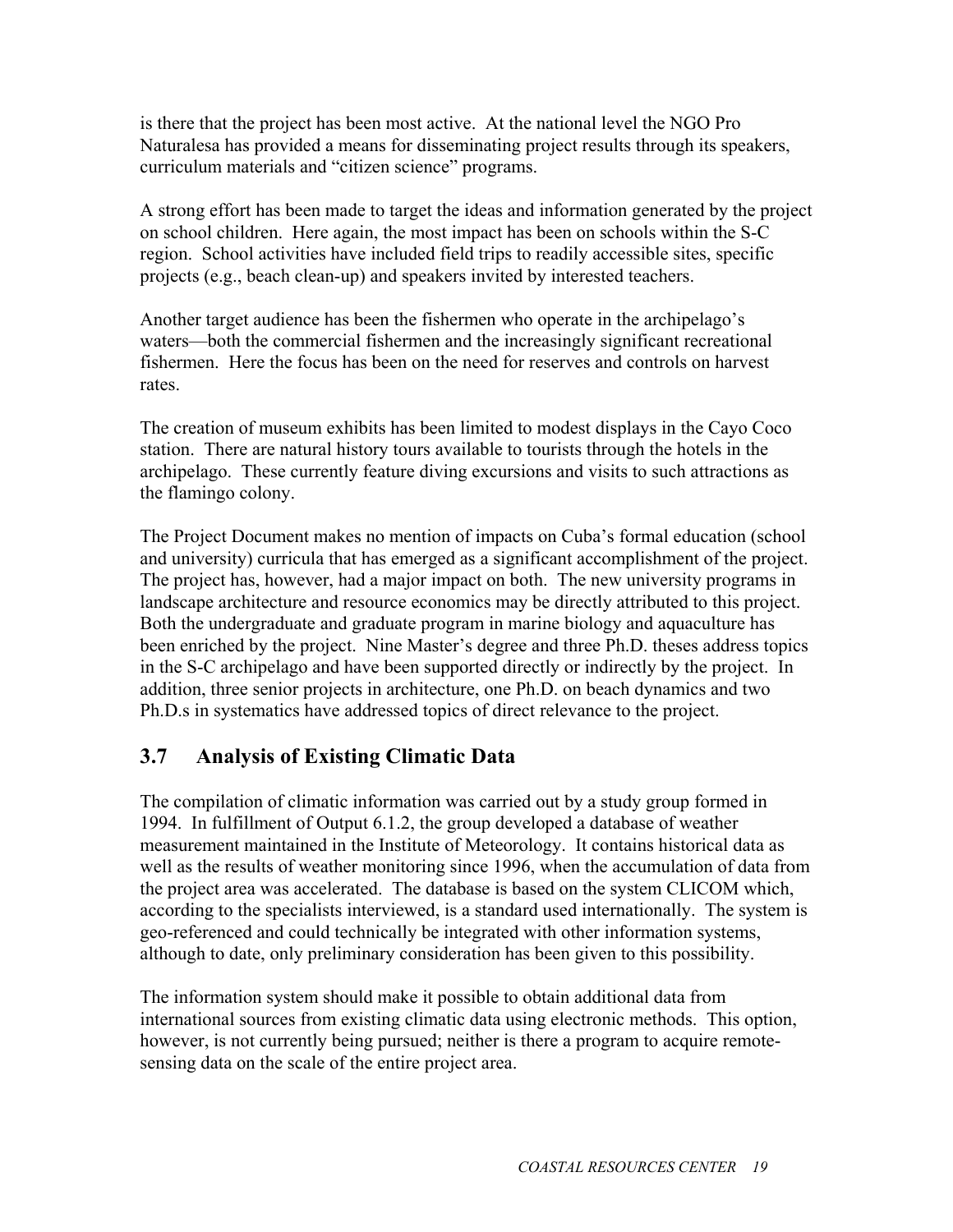is there that the project has been most active. At the national level the NGO Pro Naturalesa has provided a means for disseminating project results through its speakers, curriculum materials and "citizen science" programs.

A strong effort has been made to target the ideas and information generated by the project on school children. Here again, the most impact has been on schools within the S-C region. School activities have included field trips to readily accessible sites, specific projects (e.g., beach clean-up) and speakers invited by interested teachers.

Another target audience has been the fishermen who operate in the archipelago's waters—both the commercial fishermen and the increasingly significant recreational fishermen. Here the focus has been on the need for reserves and controls on harvest rates.

The creation of museum exhibits has been limited to modest displays in the Cayo Coco station. There are natural history tours available to tourists through the hotels in the archipelago. These currently feature diving excursions and visits to such attractions as the flamingo colony.

The Project Document makes no mention of impacts on Cuba's formal education (school and university) curricula that has emerged as a significant accomplishment of the project. The project has, however, had a major impact on both. The new university programs in landscape architecture and resource economics may be directly attributed to this project. Both the undergraduate and graduate program in marine biology and aquaculture has been enriched by the project. Nine Master's degree and three Ph.D. theses address topics in the S-C archipelago and have been supported directly or indirectly by the project. In addition, three senior projects in architecture, one Ph.D. on beach dynamics and two Ph.D.s in systematics have addressed topics of direct relevance to the project.

## 3.7 Analysis of Existing Climatic Data

The compilation of climatic information was carried out by a study group formed in 1994. In fulfillment of Output 6.1.2, the group developed a database of weather measurement maintained in the Institute of Meteorology. It contains historical data as well as the results of weather monitoring since 1996, when the accumulation of data from the project area was accelerated. The database is based on the system CLICOM which, according to the specialists interviewed, is a standard used internationally. The system is geo-referenced and could technically be integrated with other information systems, although to date, only preliminary consideration has been given to this possibility.

The information system should make it possible to obtain additional data from international sources from existing climatic data using electronic methods. This option, however, is not currently being pursued; neither is there a program to acquire remote-sensing data on the scale of the entire project area.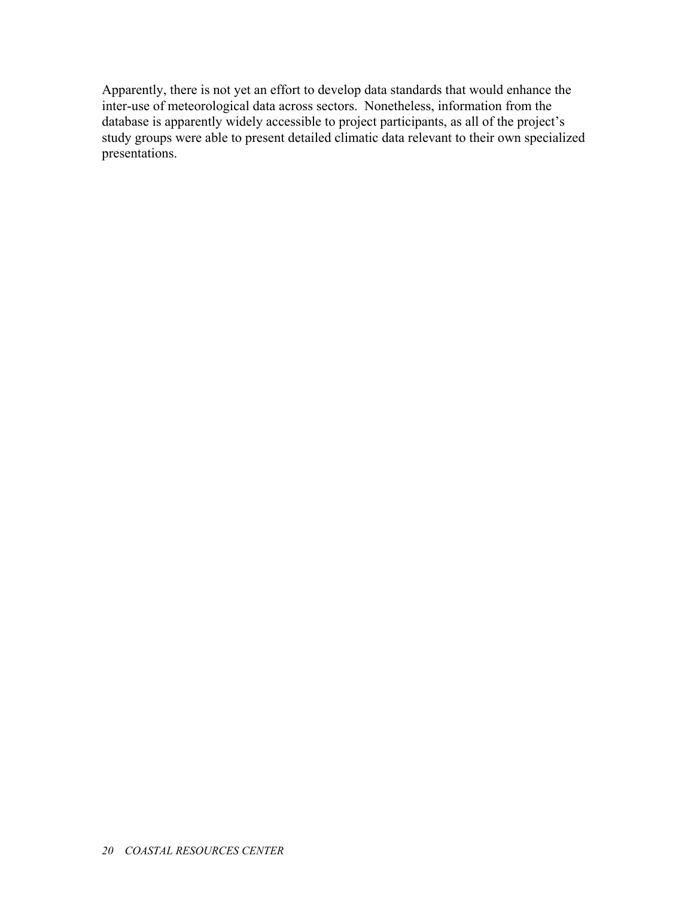Apparently, there is not yet an effort to develop data standards that would enhance the inter-use of meteorological data across sectors. Nonetheless, information from the database is apparently widely accessible to project participants, as all of the project's study groups were able to present detailed climatic data relevant to their own specialized presentations.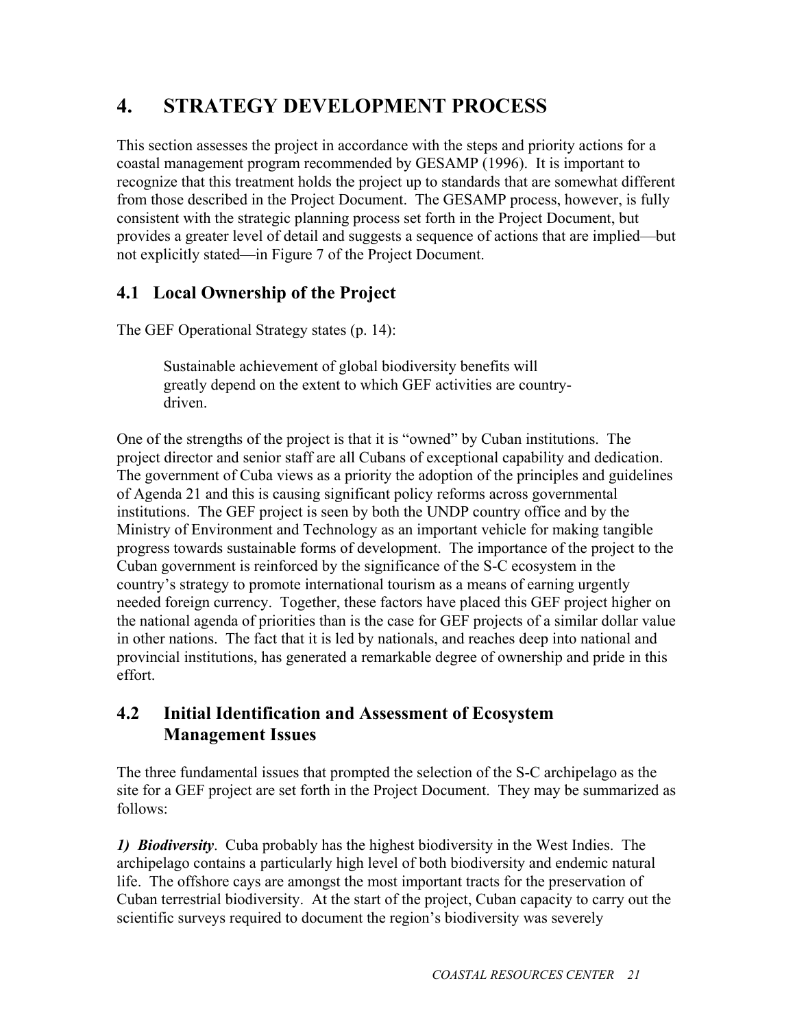# 4. STRATEGY DEVELOPMENT PROCESS

This section assesses the project in accordance with the steps and priority actions for a coastal management program recommended by GESAMP (1996). It is important to recognize that this treatment holds the project up to standards that are somewhat different from those described in the Project Document. The GESAMP process, however, is fully consistent with the strategic planning process set forth in the Project Document, but provides a greater level of detail and suggests a sequence of actions that are implied—but not explicitly stated—in Figure 7 of the Project Document.

## 4.1 Local Ownership of the Project

The GEF Operational Strategy states (p. 14):

> Sustainable achievement of global biodiversity benefits will greatly depend on the extent to which GEF activities are country-driven.

One of the strengths of the project is that it is "owned" by Cuban institutions. The project director and senior staff are all Cubans of exceptional capability and dedication. The government of Cuba views as a priority the adoption of the principles and guidelines of Agenda 21 and this is causing significant policy reforms across governmental institutions. The GEF project is seen by both the UNDP country office and by the Ministry of Environment and Technology as an important vehicle for making tangible progress towards sustainable forms of development. The importance of the project to the Cuban government is reinforced by the significance of the S-C ecosystem in the country's strategy to promote international tourism as a means of earning urgently needed foreign currency. Together, these factors have placed this GEF project higher on the national agenda of priorities than is the case for GEF projects of a similar dollar value in other nations. The fact that it is led by nationals, and reaches deep into national and provincial institutions, has generated a remarkable degree of ownership and pride in this effort.

## 4.2 Initial Identification and Assessment of Ecosystem Management Issues

The three fundamental issues that prompted the selection of the S-C archipelago as the site for a GEF project are set forth in the Project Document. They may be summarized as follows:

***1) Biodiversity***. Cuba probably has the highest biodiversity in the West Indies. The archipelago contains a particularly high level of both biodiversity and endemic natural life. The offshore cays are amongst the most important tracts for the preservation of Cuban terrestrial biodiversity. At the start of the project, Cuban capacity to carry out the scientific surveys required to document the region's biodiversity was severely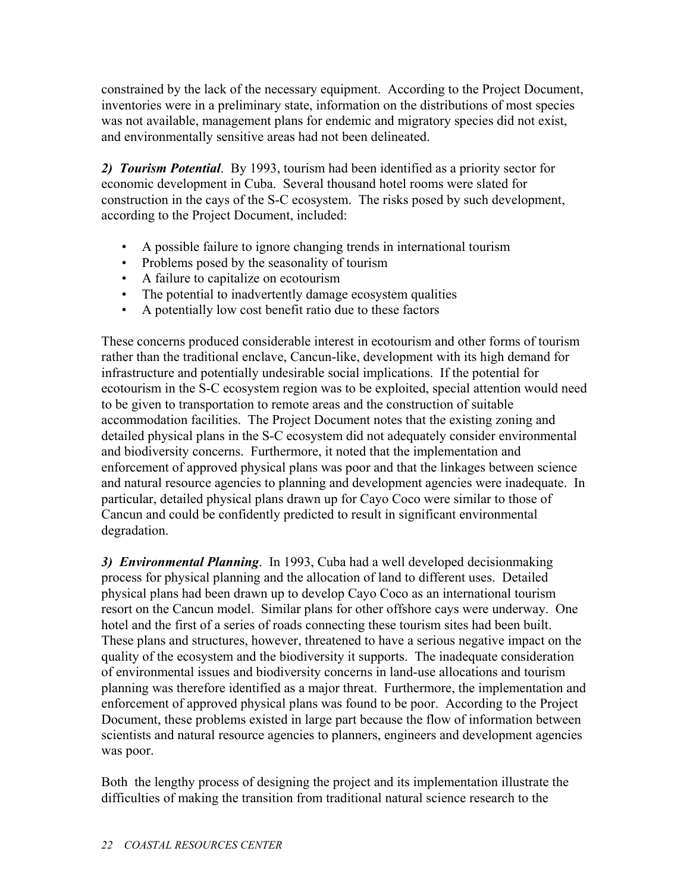constrained by the lack of the necessary equipment. According to the Project Document, inventories were in a preliminary state, information on the distributions of most species was not available, management plans for endemic and migratory species did not exist, and environmentally sensitive areas had not been delineated.

***2) Tourism Potential***. By 1993, tourism had been identified as a priority sector for economic development in Cuba. Several thousand hotel rooms were slated for construction in the cays of the S-C ecosystem. The risks posed by such development, according to the Project Document, included:

- A possible failure to ignore changing trends in international tourism
- Problems posed by the seasonality of tourism
- A failure to capitalize on ecotourism
- The potential to inadvertently damage ecosystem qualities
- A potentially low cost benefit ratio due to these factors

These concerns produced considerable interest in ecotourism and other forms of tourism rather than the traditional enclave, Cancun-like, development with its high demand for infrastructure and potentially undesirable social implications. If the potential for ecotourism in the S-C ecosystem region was to be exploited, special attention would need to be given to transportation to remote areas and the construction of suitable accommodation facilities. The Project Document notes that the existing zoning and detailed physical plans in the S-C ecosystem did not adequately consider environmental and biodiversity concerns. Furthermore, it noted that the implementation and enforcement of approved physical plans was poor and that the linkages between science and natural resource agencies to planning and development agencies were inadequate. In particular, detailed physical plans drawn up for Cayo Coco were similar to those of Cancun and could be confidently predicted to result in significant environmental degradation.

***3) Environmental Planning***. In 1993, Cuba had a well developed decisionmaking process for physical planning and the allocation of land to different uses. Detailed physical plans had been drawn up to develop Cayo Coco as an international tourism resort on the Cancun model. Similar plans for other offshore cays were underway. One hotel and the first of a series of roads connecting these tourism sites had been built. These plans and structures, however, threatened to have a serious negative impact on the quality of the ecosystem and the biodiversity it supports. The inadequate consideration of environmental issues and biodiversity concerns in land-use allocations and tourism planning was therefore identified as a major threat. Furthermore, the implementation and enforcement of approved physical plans was found to be poor. According to the Project Document, these problems existed in large part because the flow of information between scientists and natural resource agencies to planners, engineers and development agencies was poor.

Both the lengthy process of designing the project and its implementation illustrate the difficulties of making the transition from traditional natural science research to the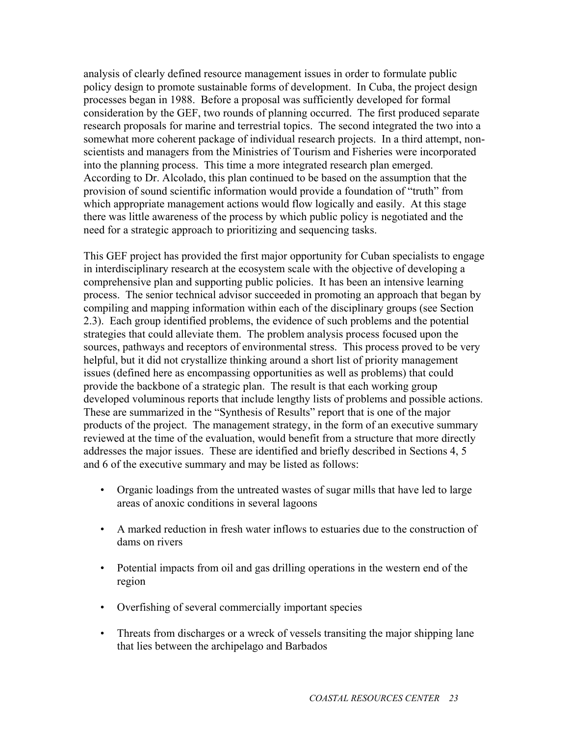analysis of clearly defined resource management issues in order to formulate public policy design to promote sustainable forms of development. In Cuba, the project design processes began in 1988. Before a proposal was sufficiently developed for formal consideration by the GEF, two rounds of planning occurred. The first produced separate research proposals for marine and terrestrial topics. The second integrated the two into a somewhat more coherent package of individual research projects. In a third attempt, non-scientists and managers from the Ministries of Tourism and Fisheries were incorporated into the planning process. This time a more integrated research plan emerged. According to Dr. Alcolado, this plan continued to be based on the assumption that the provision of sound scientific information would provide a foundation of "truth" from which appropriate management actions would flow logically and easily. At this stage there was little awareness of the process by which public policy is negotiated and the need for a strategic approach to prioritizing and sequencing tasks.

This GEF project has provided the first major opportunity for Cuban specialists to engage in interdisciplinary research at the ecosystem scale with the objective of developing a comprehensive plan and supporting public policies. It has been an intensive learning process. The senior technical advisor succeeded in promoting an approach that began by compiling and mapping information within each of the disciplinary groups (see Section 2.3). Each group identified problems, the evidence of such problems and the potential strategies that could alleviate them. The problem analysis process focused upon the sources, pathways and receptors of environmental stress. This process proved to be very helpful, but it did not crystallize thinking around a short list of priority management issues (defined here as encompassing opportunities as well as problems) that could provide the backbone of a strategic plan. The result is that each working group developed voluminous reports that include lengthy lists of problems and possible actions. These are summarized in the "Synthesis of Results" report that is one of the major products of the project. The management strategy, in the form of an executive summary reviewed at the time of the evaluation, would benefit from a structure that more directly addresses the major issues. These are identified and briefly described in Sections 4, 5 and 6 of the executive summary and may be listed as follows:

- Organic loadings from the untreated wastes of sugar mills that have led to large areas of anoxic conditions in several lagoons
- A marked reduction in fresh water inflows to estuaries due to the construction of dams on rivers
- Potential impacts from oil and gas drilling operations in the western end of the region
- Overfishing of several commercially important species
- Threats from discharges or a wreck of vessels transiting the major shipping lane that lies between the archipelago and Barbados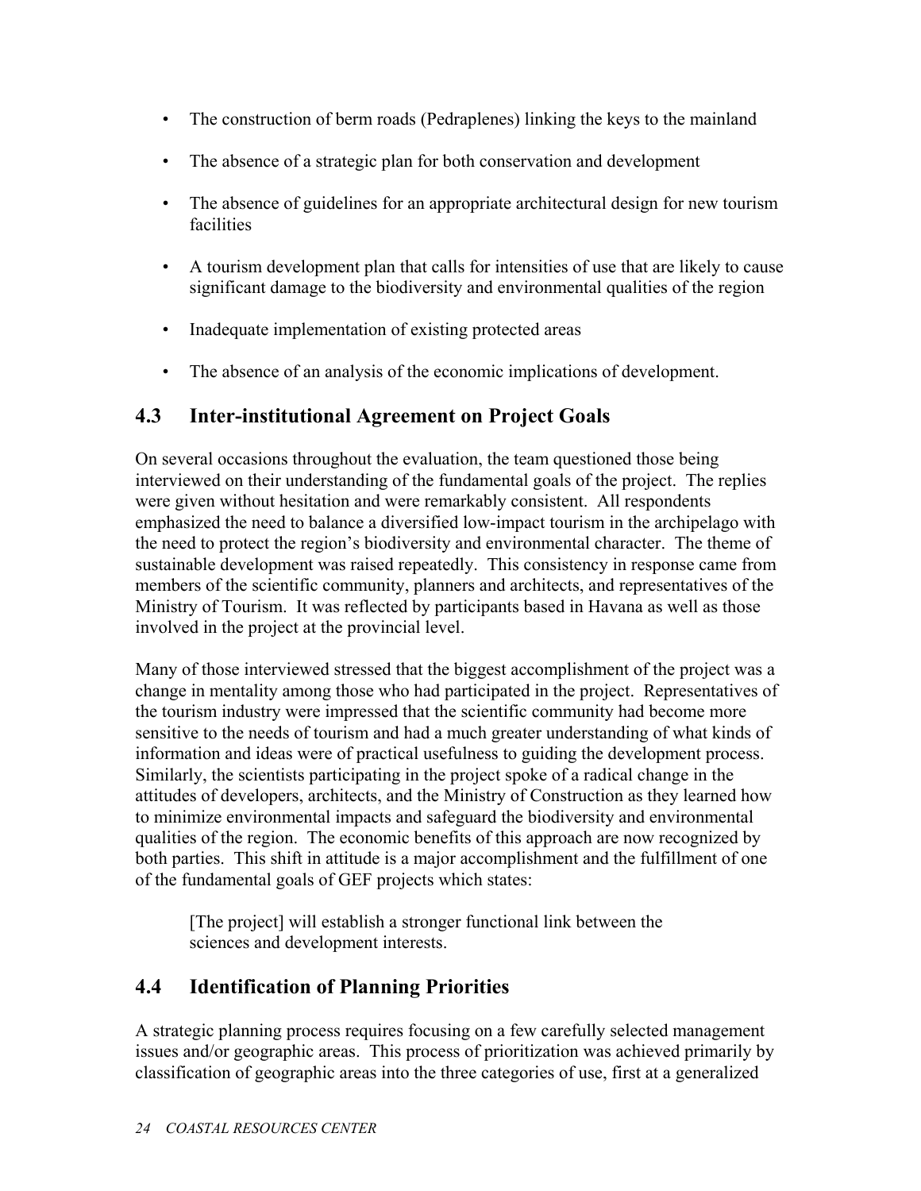- The construction of berm roads (Pedraplenes) linking the keys to the mainland
- The absence of a strategic plan for both conservation and development
- The absence of guidelines for an appropriate architectural design for new tourism facilities
- A tourism development plan that calls for intensities of use that are likely to cause significant damage to the biodiversity and environmental qualities of the region
- Inadequate implementation of existing protected areas
- The absence of an analysis of the economic implications of development.

## 4.3 Inter-institutional Agreement on Project Goals

On several occasions throughout the evaluation, the team questioned those being interviewed on their understanding of the fundamental goals of the project. The replies were given without hesitation and were remarkably consistent. All respondents emphasized the need to balance a diversified low-impact tourism in the archipelago with the need to protect the region's biodiversity and environmental character. The theme of sustainable development was raised repeatedly. This consistency in response came from members of the scientific community, planners and architects, and representatives of the Ministry of Tourism. It was reflected by participants based in Havana as well as those involved in the project at the provincial level.

Many of those interviewed stressed that the biggest accomplishment of the project was a change in mentality among those who had participated in the project. Representatives of the tourism industry were impressed that the scientific community had become more sensitive to the needs of tourism and had a much greater understanding of what kinds of information and ideas were of practical usefulness to guiding the development process. Similarly, the scientists participating in the project spoke of a radical change in the attitudes of developers, architects, and the Ministry of Construction as they learned how to minimize environmental impacts and safeguard the biodiversity and environmental qualities of the region. The economic benefits of this approach are now recognized by both parties. This shift in attitude is a major accomplishment and the fulfillment of one of the fundamental goals of GEF projects which states:

> [The project] will establish a stronger functional link between the sciences and development interests.

## 4.4 Identification of Planning Priorities

A strategic planning process requires focusing on a few carefully selected management issues and/or geographic areas. This process of prioritization was achieved primarily by classification of geographic areas into the three categories of use, first at a generalized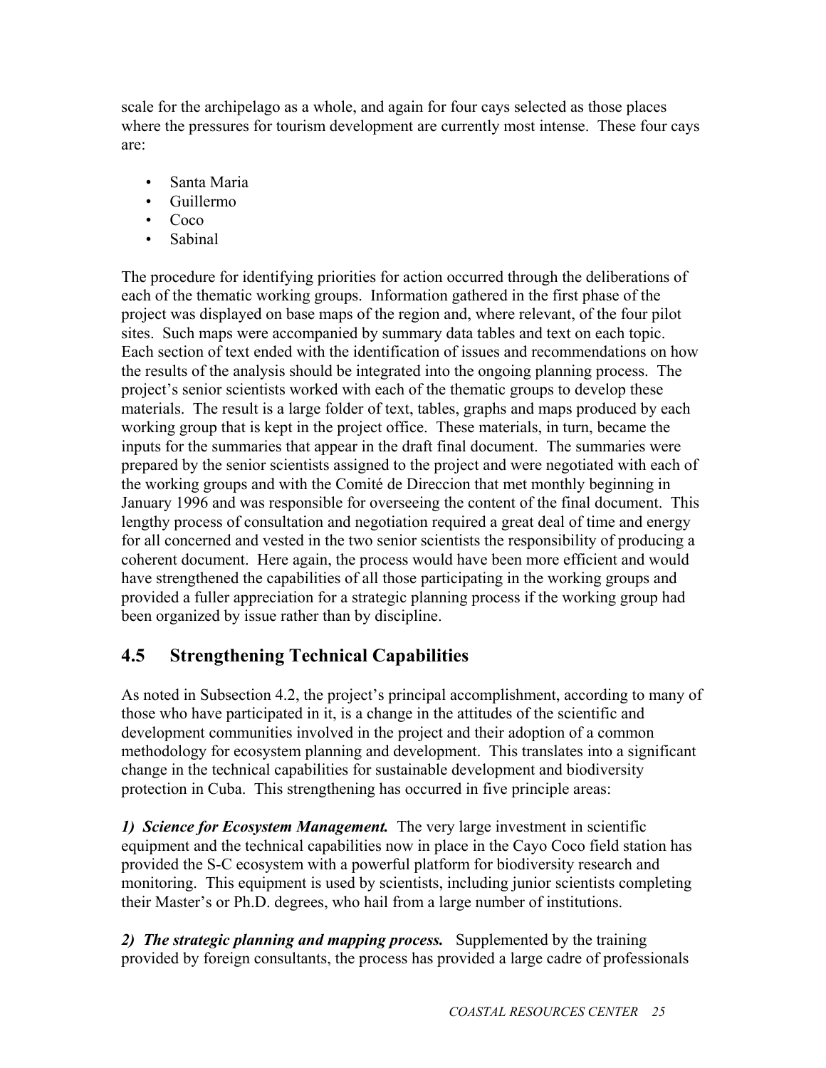scale for the archipelago as a whole, and again for four cays selected as those places where the pressures for tourism development are currently most intense. These four cays are:

- Santa Maria
- Guillermo
- Coco
- Sabinal

The procedure for identifying priorities for action occurred through the deliberations of each of the thematic working groups. Information gathered in the first phase of the project was displayed on base maps of the region and, where relevant, of the four pilot sites. Such maps were accompanied by summary data tables and text on each topic. Each section of text ended with the identification of issues and recommendations on how the results of the analysis should be integrated into the ongoing planning process. The project's senior scientists worked with each of the thematic groups to develop these materials. The result is a large folder of text, tables, graphs and maps produced by each working group that is kept in the project office. These materials, in turn, became the inputs for the summaries that appear in the draft final document. The summaries were prepared by the senior scientists assigned to the project and were negotiated with each of the working groups and with the Comité de Direccion that met monthly beginning in January 1996 and was responsible for overseeing the content of the final document. This lengthy process of consultation and negotiation required a great deal of time and energy for all concerned and vested in the two senior scientists the responsibility of producing a coherent document. Here again, the process would have been more efficient and would have strengthened the capabilities of all those participating in the working groups and provided a fuller appreciation for a strategic planning process if the working group had been organized by issue rather than by discipline.

## 4.5 Strengthening Technical Capabilities

As noted in Subsection 4.2, the project's principal accomplishment, according to many of those who have participated in it, is a change in the attitudes of the scientific and development communities involved in the project and their adoption of a common methodology for ecosystem planning and development. This translates into a significant change in the technical capabilities for sustainable development and biodiversity protection in Cuba. This strengthening has occurred in five principle areas:

***1) Science for Ecosystem Management.*** The very large investment in scientific equipment and the technical capabilities now in place in the Cayo Coco field station has provided the S-C ecosystem with a powerful platform for biodiversity research and monitoring. This equipment is used by scientists, including junior scientists completing their Master's or Ph.D. degrees, who hail from a large number of institutions.

***2) The strategic planning and mapping process.*** Supplemented by the training provided by foreign consultants, the process has provided a large cadre of professionals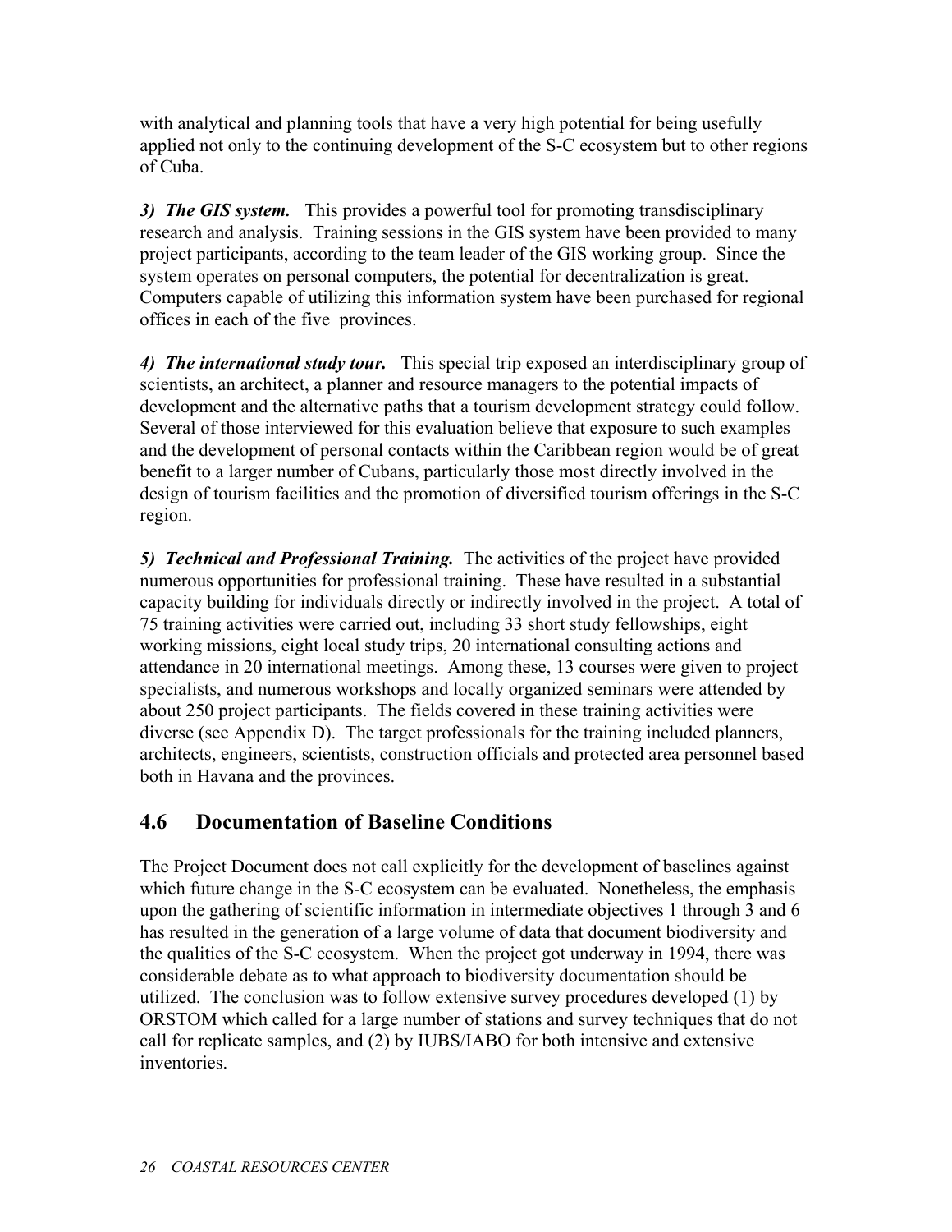with analytical and planning tools that have a very high potential for being usefully applied not only to the continuing development of the S-C ecosystem but to other regions of Cuba.

***3) The GIS system.*** This provides a powerful tool for promoting transdisciplinary research and analysis. Training sessions in the GIS system have been provided to many project participants, according to the team leader of the GIS working group. Since the system operates on personal computers, the potential for decentralization is great. Computers capable of utilizing this information system have been purchased for regional offices in each of the five provinces.

***4) The international study tour.*** This special trip exposed an interdisciplinary group of scientists, an architect, a planner and resource managers to the potential impacts of development and the alternative paths that a tourism development strategy could follow. Several of those interviewed for this evaluation believe that exposure to such examples and the development of personal contacts within the Caribbean region would be of great benefit to a larger number of Cubans, particularly those most directly involved in the design of tourism facilities and the promotion of diversified tourism offerings in the S-C region.

***5) Technical and Professional Training.*** The activities of the project have provided numerous opportunities for professional training. These have resulted in a substantial capacity building for individuals directly or indirectly involved in the project. A total of 75 training activities were carried out, including 33 short study fellowships, eight working missions, eight local study trips, 20 international consulting actions and attendance in 20 international meetings. Among these, 13 courses were given to project specialists, and numerous workshops and locally organized seminars were attended by about 250 project participants. The fields covered in these training activities were diverse (see Appendix D). The target professionals for the training included planners, architects, engineers, scientists, construction officials and protected area personnel based both in Havana and the provinces.

## 4.6 Documentation of Baseline Conditions

The Project Document does not call explicitly for the development of baselines against which future change in the S-C ecosystem can be evaluated. Nonetheless, the emphasis upon the gathering of scientific information in intermediate objectives 1 through 3 and 6 has resulted in the generation of a large volume of data that document biodiversity and the qualities of the S-C ecosystem. When the project got underway in 1994, there was considerable debate as to what approach to biodiversity documentation should be utilized. The conclusion was to follow extensive survey procedures developed (1) by ORSTOM which called for a large number of stations and survey techniques that do not call for replicate samples, and (2) by IUBS/IABO for both intensive and extensive inventories.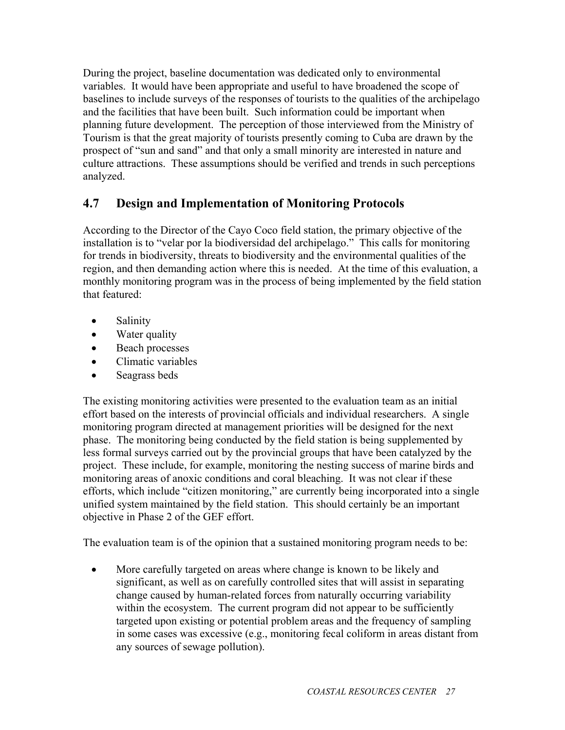During the project, baseline documentation was dedicated only to environmental variables. It would have been appropriate and useful to have broadened the scope of baselines to include surveys of the responses of tourists to the qualities of the archipelago and the facilities that have been built. Such information could be important when planning future development. The perception of those interviewed from the Ministry of Tourism is that the great majority of tourists presently coming to Cuba are drawn by the prospect of "sun and sand" and that only a small minority are interested in nature and culture attractions. These assumptions should be verified and trends in such perceptions analyzed.

## 4.7 Design and Implementation of Monitoring Protocols

According to the Director of the Cayo Coco field station, the primary objective of the installation is to "velar por la biodiversidad del archipelago." This calls for monitoring for trends in biodiversity, threats to biodiversity and the environmental qualities of the region, and then demanding action where this is needed. At the time of this evaluation, a monthly monitoring program was in the process of being implemented by the field station that featured:

- Salinity
- Water quality
- Beach processes
- Climatic variables
- Seagrass beds

The existing monitoring activities were presented to the evaluation team as an initial effort based on the interests of provincial officials and individual researchers. A single monitoring program directed at management priorities will be designed for the next phase. The monitoring being conducted by the field station is being supplemented by less formal surveys carried out by the provincial groups that have been catalyzed by the project. These include, for example, monitoring the nesting success of marine birds and monitoring areas of anoxic conditions and coral bleaching. It was not clear if these efforts, which include "citizen monitoring," are currently being incorporated into a single unified system maintained by the field station. This should certainly be an important objective in Phase 2 of the GEF effort.

The evaluation team is of the opinion that a sustained monitoring program needs to be:

- More carefully targeted on areas where change is known to be likely and significant, as well as on carefully controlled sites that will assist in separating change caused by human-related forces from naturally occurring variability within the ecosystem. The current program did not appear to be sufficiently targeted upon existing or potential problem areas and the frequency of sampling in some cases was excessive (e.g., monitoring fecal coliform in areas distant from any sources of sewage pollution).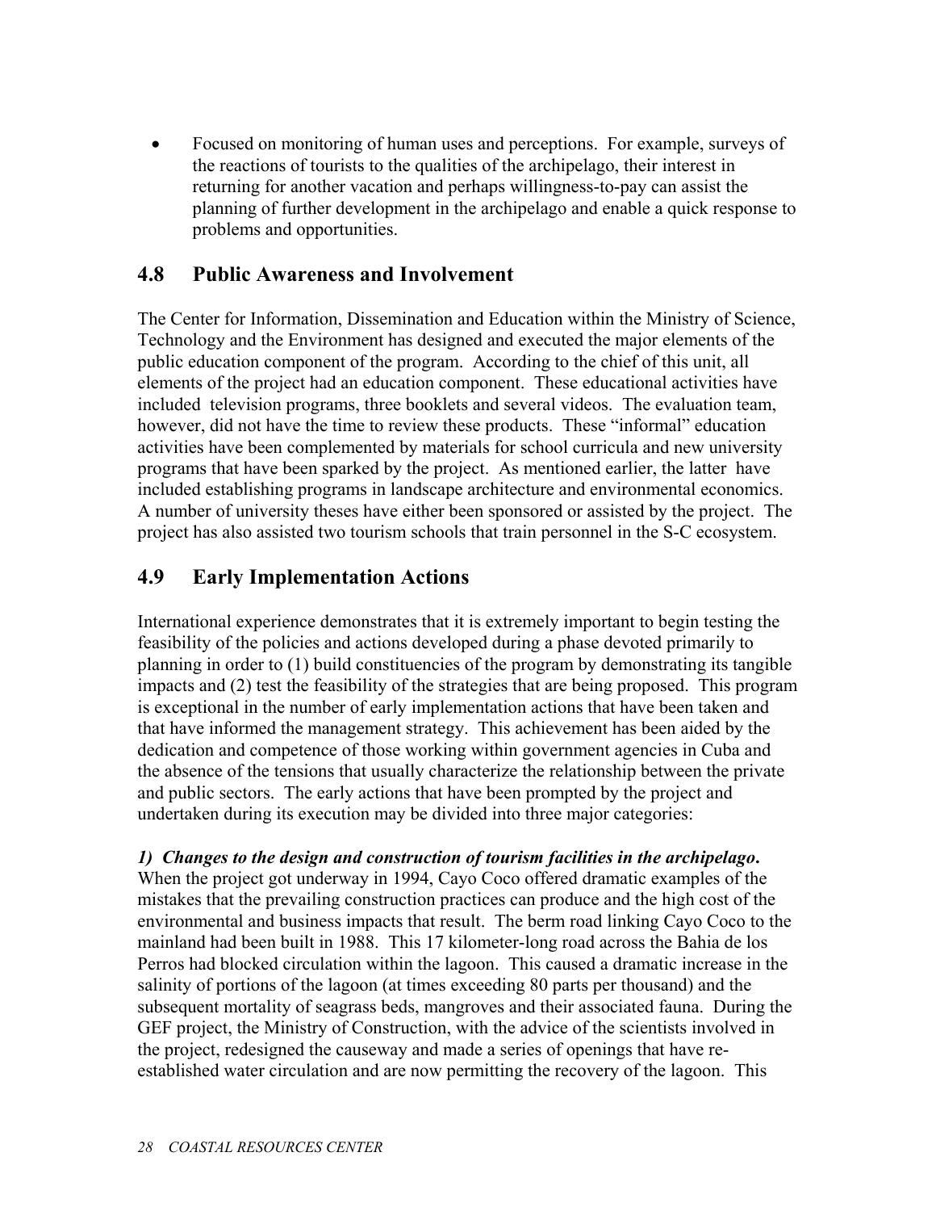- Focused on monitoring of human uses and perceptions. For example, surveys of the reactions of tourists to the qualities of the archipelago, their interest in returning for another vacation and perhaps willingness-to-pay can assist the planning of further development in the archipelago and enable a quick response to problems and opportunities.

## 4.8 Public Awareness and Involvement

The Center for Information, Dissemination and Education within the Ministry of Science, Technology and the Environment has designed and executed the major elements of the public education component of the program. According to the chief of this unit, all elements of the project had an education component. These educational activities have included television programs, three booklets and several videos. The evaluation team, however, did not have the time to review these products. These "informal" education activities have been complemented by materials for school curricula and new university programs that have been sparked by the project. As mentioned earlier, the latter have included establishing programs in landscape architecture and environmental economics. A number of university theses have either been sponsored or assisted by the project. The project has also assisted two tourism schools that train personnel in the S-C ecosystem.

## 4.9 Early Implementation Actions

International experience demonstrates that it is extremely important to begin testing the feasibility of the policies and actions developed during a phase devoted primarily to planning in order to (1) build constituencies of the program by demonstrating its tangible impacts and (2) test the feasibility of the strategies that are being proposed. This program is exceptional in the number of early implementation actions that have been taken and that have informed the management strategy. This achievement has been aided by the dedication and competence of those working within government agencies in Cuba and the absence of the tensions that usually characterize the relationship between the private and public sectors. The early actions that have been prompted by the project and undertaken during its execution may be divided into three major categories:

***1) Changes to the design and construction of tourism facilities in the archipelago.*** When the project got underway in 1994, Cayo Coco offered dramatic examples of the mistakes that the prevailing construction practices can produce and the high cost of the environmental and business impacts that result. The berm road linking Cayo Coco to the mainland had been built in 1988. This 17 kilometer-long road across the Bahia de los Perros had blocked circulation within the lagoon. This caused a dramatic increase in the salinity of portions of the lagoon (at times exceeding 80 parts per thousand) and the subsequent mortality of seagrass beds, mangroves and their associated fauna. During the GEF project, the Ministry of Construction, with the advice of the scientists involved in the project, redesigned the causeway and made a series of openings that have re-established water circulation and are now permitting the recovery of the lagoon. This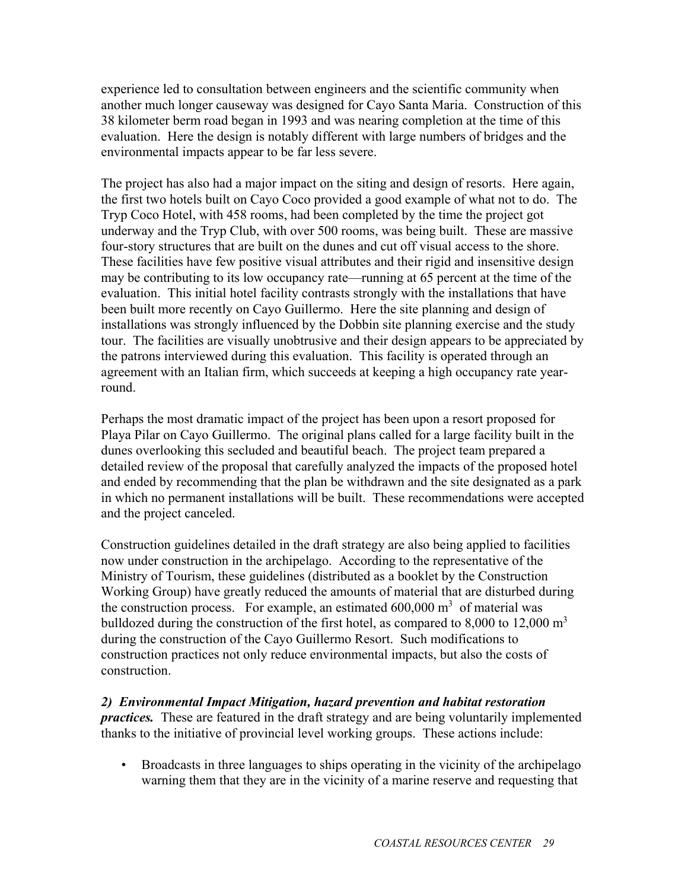experience led to consultation between engineers and the scientific community when another much longer causeway was designed for Cayo Santa Maria. Construction of this 38 kilometer berm road began in 1993 and was nearing completion at the time of this evaluation. Here the design is notably different with large numbers of bridges and the environmental impacts appear to be far less severe.

The project has also had a major impact on the siting and design of resorts. Here again, the first two hotels built on Cayo Coco provided a good example of what not to do. The Tryp Coco Hotel, with 458 rooms, had been completed by the time the project got underway and the Tryp Club, with over 500 rooms, was being built. These are massive four-story structures that are built on the dunes and cut off visual access to the shore. These facilities have few positive visual attributes and their rigid and insensitive design may be contributing to its low occupancy rate—running at 65 percent at the time of the evaluation. This initial hotel facility contrasts strongly with the installations that have been built more recently on Cayo Guillermo. Here the site planning and design of installations was strongly influenced by the Dobbin site planning exercise and the study tour. The facilities are visually unobtrusive and their design appears to be appreciated by the patrons interviewed during this evaluation. This facility is operated through an agreement with an Italian firm, which succeeds at keeping a high occupancy rate year-round.

Perhaps the most dramatic impact of the project has been upon a resort proposed for Playa Pilar on Cayo Guillermo. The original plans called for a large facility built in the dunes overlooking this secluded and beautiful beach. The project team prepared a detailed review of the proposal that carefully analyzed the impacts of the proposed hotel and ended by recommending that the plan be withdrawn and the site designated as a park in which no permanent installations will be built. These recommendations were accepted and the project canceled.

Construction guidelines detailed in the draft strategy are also being applied to facilities now under construction in the archipelago. According to the representative of the Ministry of Tourism, these guidelines (distributed as a booklet by the Construction Working Group) have greatly reduced the amounts of material that are disturbed during the construction process. For example, an estimated 600,000 $m^3$ of material was bulldozed during the construction of the first hotel, as compared to 8,000 to 12,000 $m^3$ during the construction of the Cayo Guillermo Resort. Such modifications to construction practices not only reduce environmental impacts, but also the costs of construction.

***2) Environmental Impact Mitigation, hazard prevention and habitat restoration practices.*** These are featured in the draft strategy and are being voluntarily implemented thanks to the initiative of provincial level working groups. These actions include:

- Broadcasts in three languages to ships operating in the vicinity of the archipelago warning them that they are in the vicinity of a marine reserve and requesting that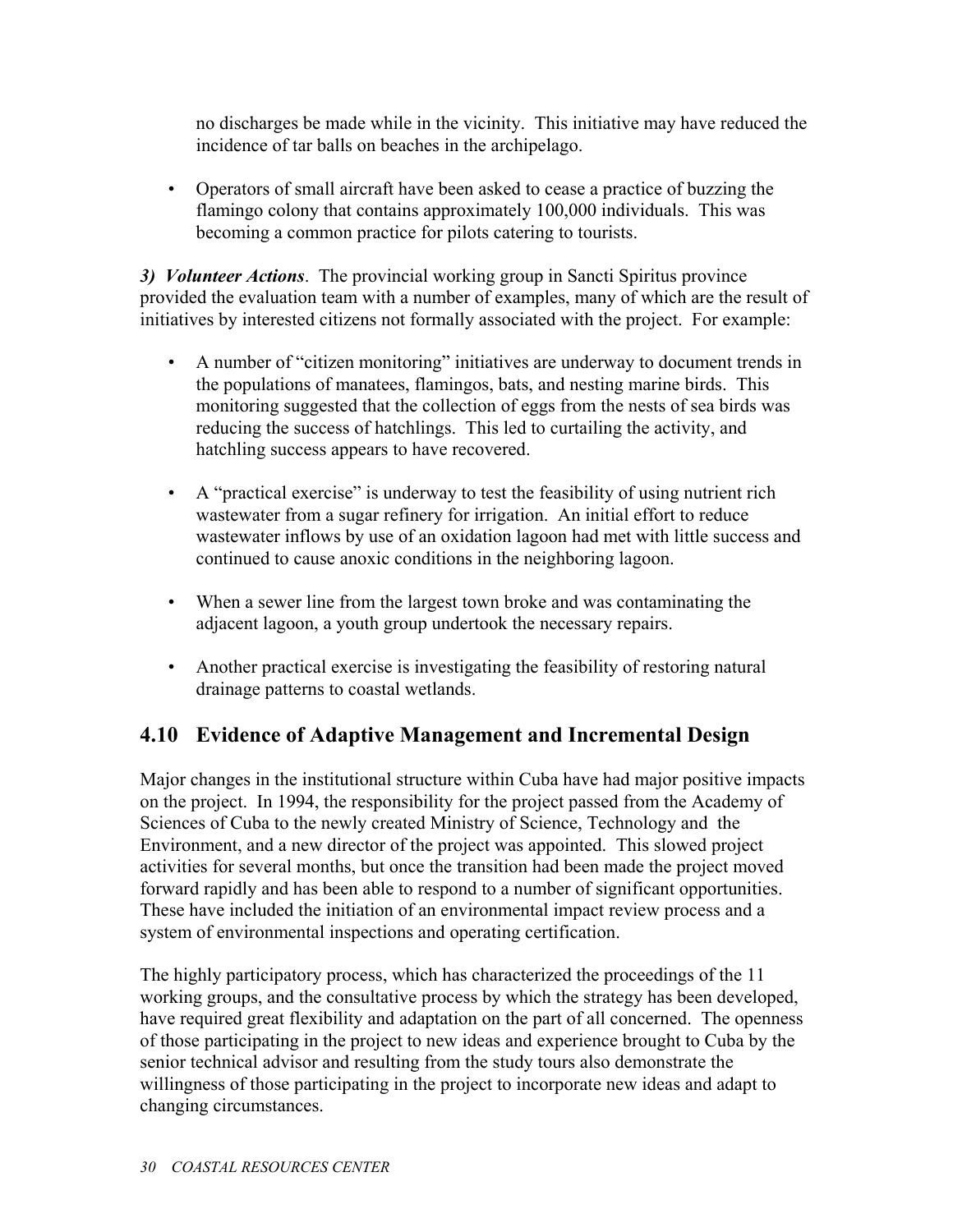no discharges be made while in the vicinity. This initiative may have reduced the incidence of tar balls on beaches in the archipelago.

- Operators of small aircraft have been asked to cease a practice of buzzing the flamingo colony that contains approximately 100,000 individuals. This was becoming a common practice for pilots catering to tourists.

***3) Volunteer Actions***. The provincial working group in Sancti Spiritus province provided the evaluation team with a number of examples, many of which are the result of initiatives by interested citizens not formally associated with the project. For example:

- A number of "citizen monitoring" initiatives are underway to document trends in the populations of manatees, flamingos, bats, and nesting marine birds. This monitoring suggested that the collection of eggs from the nests of sea birds was reducing the success of hatchlings. This led to curtailing the activity, and hatchling success appears to have recovered.

- A "practical exercise" is underway to test the feasibility of using nutrient rich wastewater from a sugar refinery for irrigation. An initial effort to reduce wastewater inflows by use of an oxidation lagoon had met with little success and continued to cause anoxic conditions in the neighboring lagoon.

- When a sewer line from the largest town broke and was contaminating the adjacent lagoon, a youth group undertook the necessary repairs.

- Another practical exercise is investigating the feasibility of restoring natural drainage patterns to coastal wetlands.

## 4.10 Evidence of Adaptive Management and Incremental Design

Major changes in the institutional structure within Cuba have had major positive impacts on the project. In 1994, the responsibility for the project passed from the Academy of Sciences of Cuba to the newly created Ministry of Science, Technology and the Environment, and a new director of the project was appointed. This slowed project activities for several months, but once the transition had been made the project moved forward rapidly and has been able to respond to a number of significant opportunities. These have included the initiation of an environmental impact review process and a system of environmental inspections and operating certification.

The highly participatory process, which has characterized the proceedings of the 11 working groups, and the consultative process by which the strategy has been developed, have required great flexibility and adaptation on the part of all concerned. The openness of those participating in the project to new ideas and experience brought to Cuba by the senior technical advisor and resulting from the study tours also demonstrate the willingness of those participating in the project to incorporate new ideas and adapt to changing circumstances.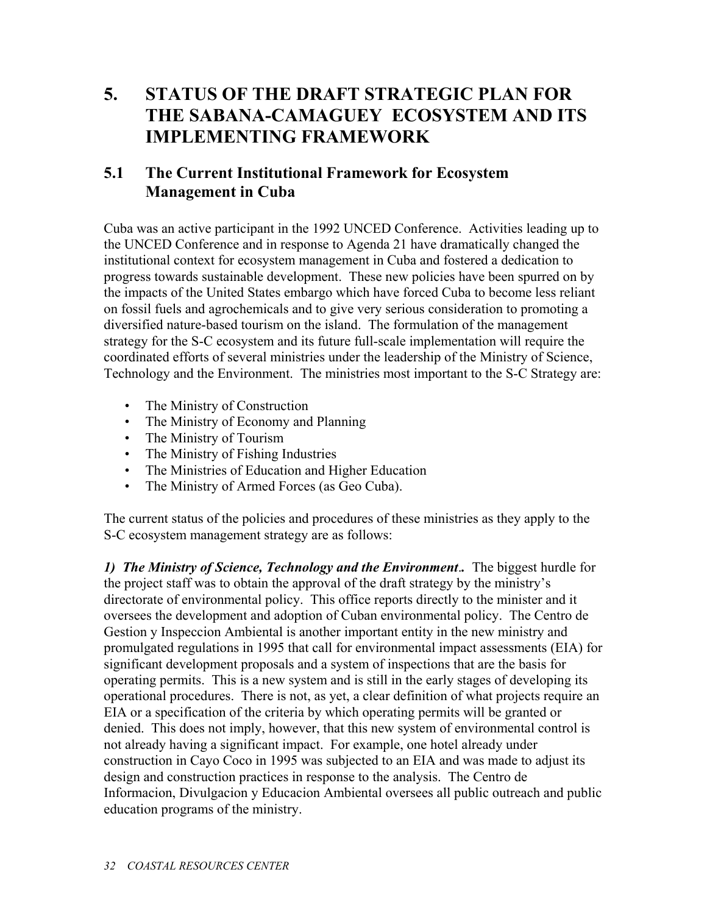# 5. STATUS OF THE DRAFT STRATEGIC PLAN FOR THE SABANA-CAMAGUEY ECOSYSTEM AND ITS IMPLEMENTING FRAMEWORK

## 5.1 The Current Institutional Framework for Ecosystem Management in Cuba

Cuba was an active participant in the 1992 UNCED Conference. Activities leading up to the UNCED Conference and in response to Agenda 21 have dramatically changed the institutional context for ecosystem management in Cuba and fostered a dedication to progress towards sustainable development. These new policies have been spurred on by the impacts of the United States embargo which have forced Cuba to become less reliant on fossil fuels and agrochemicals and to give very serious consideration to promoting a diversified nature-based tourism on the island. The formulation of the management strategy for the S-C ecosystem and its future full-scale implementation will require the coordinated efforts of several ministries under the leadership of the Ministry of Science, Technology and the Environment. The ministries most important to the S-C Strategy are:

- The Ministry of Construction
- The Ministry of Economy and Planning
- The Ministry of Tourism
- The Ministry of Fishing Industries
- The Ministries of Education and Higher Education
- The Ministry of Armed Forces (as Geo Cuba).

The current status of the policies and procedures of these ministries as they apply to the S-C ecosystem management strategy are as follows:

***1) The Ministry of Science, Technology and the Environment..*** The biggest hurdle for the project staff was to obtain the approval of the draft strategy by the ministry's directorate of environmental policy. This office reports directly to the minister and it oversees the development and adoption of Cuban environmental policy. The Centro de Gestion y Inspeccion Ambiental is another important entity in the new ministry and promulgated regulations in 1995 that call for environmental impact assessments (EIA) for significant development proposals and a system of inspections that are the basis for operating permits. This is a new system and is still in the early stages of developing its operational procedures. There is not, as yet, a clear definition of what projects require an EIA or a specification of the criteria by which operating permits will be granted or denied. This does not imply, however, that this new system of environmental control is not already having a significant impact. For example, one hotel already under construction in Cayo Coco in 1995 was subjected to an EIA and was made to adjust its design and construction practices in response to the analysis. The Centro de Informacion, Divulgacion y Educacion Ambiental oversees all public outreach and public education programs of the ministry.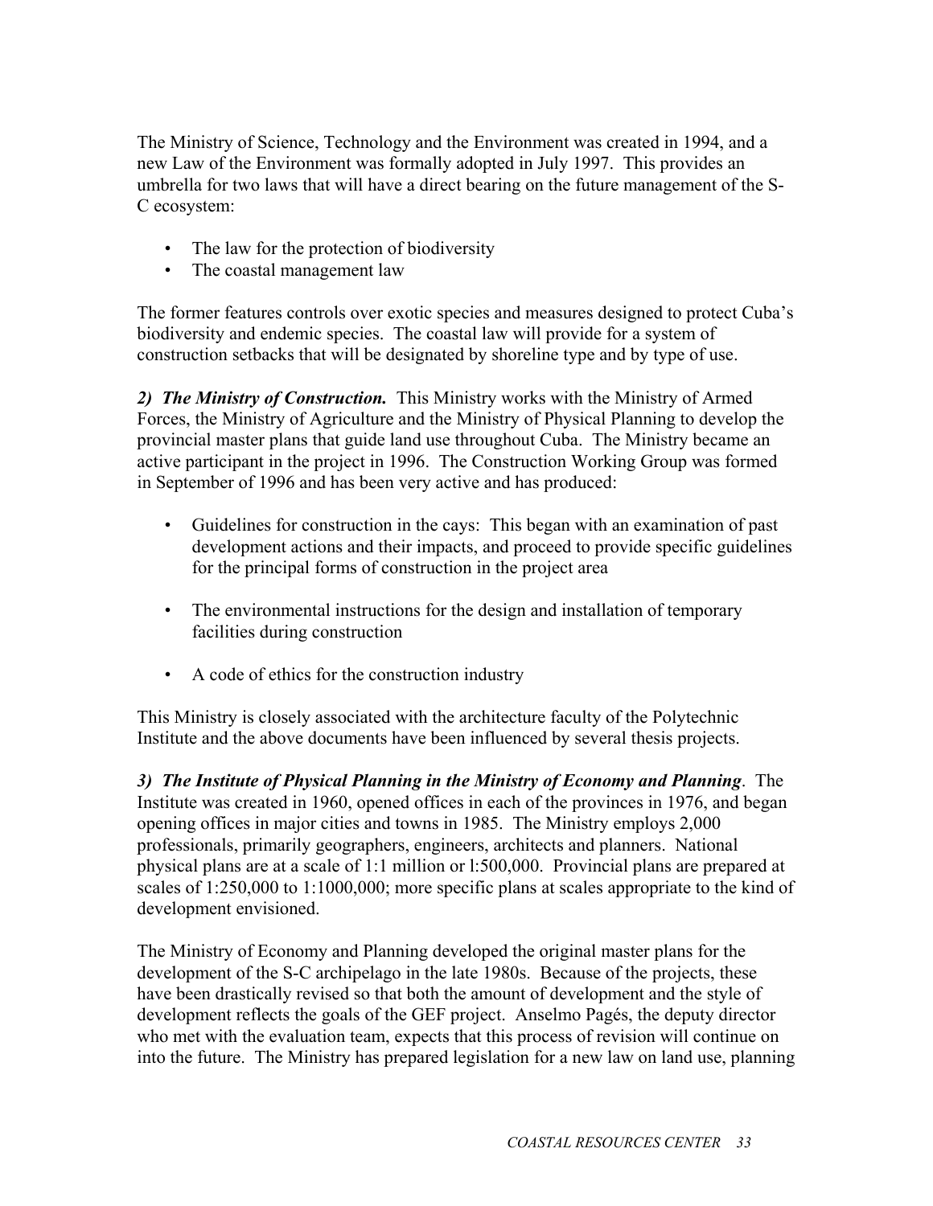The Ministry of Science, Technology and the Environment was created in 1994, and a new Law of the Environment was formally adopted in July 1997. This provides an umbrella for two laws that will have a direct bearing on the future management of the S-C ecosystem:

- The law for the protection of biodiversity
- The coastal management law

The former features controls over exotic species and measures designed to protect Cuba's biodiversity and endemic species. The coastal law will provide for a system of construction setbacks that will be designated by shoreline type and by type of use.

***2) The Ministry of Construction.*** This Ministry works with the Ministry of Armed Forces, the Ministry of Agriculture and the Ministry of Physical Planning to develop the provincial master plans that guide land use throughout Cuba. The Ministry became an active participant in the project in 1996. The Construction Working Group was formed in September of 1996 and has been very active and has produced:

- Guidelines for construction in the cays: This began with an examination of past development actions and their impacts, and proceed to provide specific guidelines for the principal forms of construction in the project area

- The environmental instructions for the design and installation of temporary facilities during construction

- A code of ethics for the construction industry

This Ministry is closely associated with the architecture faculty of the Polytechnic Institute and the above documents have been influenced by several thesis projects.

***3) The Institute of Physical Planning in the Ministry of Economy and Planning***. The Institute was created in 1960, opened offices in each of the provinces in 1976, and began opening offices in major cities and towns in 1985. The Ministry employs 2,000 professionals, primarily geographers, engineers, architects and planners. National physical plans are at a scale of 1:1 million or l:500,000. Provincial plans are prepared at scales of 1:250,000 to 1:1000,000; more specific plans at scales appropriate to the kind of development envisioned.

The Ministry of Economy and Planning developed the original master plans for the development of the S-C archipelago in the late 1980s. Because of the projects, these have been drastically revised so that both the amount of development and the style of development reflects the goals of the GEF project. Anselmo Pagés, the deputy director who met with the evaluation team, expects that this process of revision will continue on into the future. The Ministry has prepared legislation for a new law on land use, planning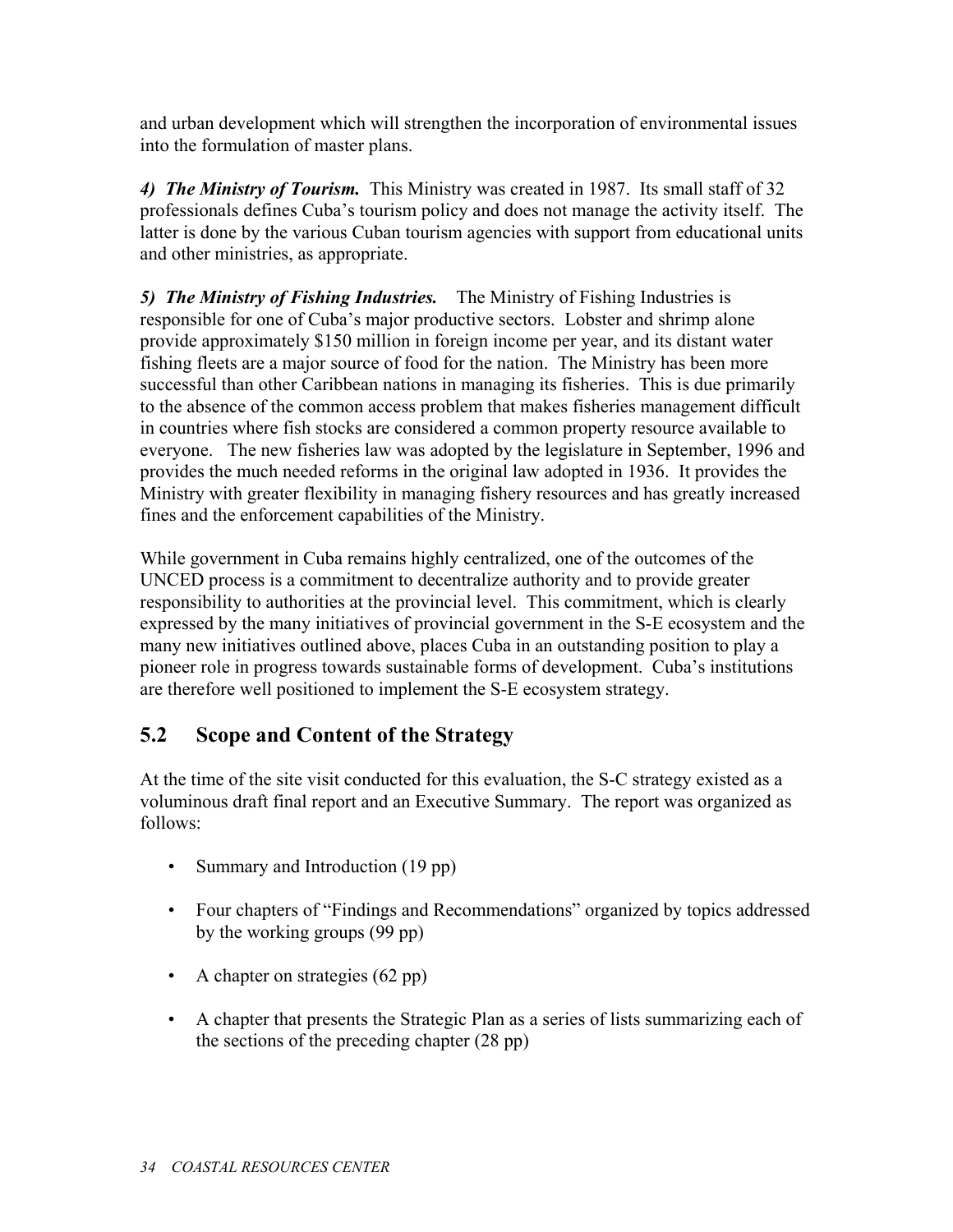and urban development which will strengthen the incorporation of environmental issues into the formulation of master plans.

***4) The Ministry of Tourism.*** This Ministry was created in 1987. Its small staff of 32 professionals defines Cuba's tourism policy and does not manage the activity itself. The latter is done by the various Cuban tourism agencies with support from educational units and other ministries, as appropriate.

***5) The Ministry of Fishing Industries.*** The Ministry of Fishing Industries is responsible for one of Cuba's major productive sectors. Lobster and shrimp alone provide approximately $150 million in foreign income per year, and its distant water fishing fleets are a major source of food for the nation. The Ministry has been more successful than other Caribbean nations in managing its fisheries. This is due primarily to the absence of the common access problem that makes fisheries management difficult in countries where fish stocks are considered a common property resource available to everyone. The new fisheries law was adopted by the legislature in September, 1996 and provides the much needed reforms in the original law adopted in 1936. It provides the Ministry with greater flexibility in managing fishery resources and has greatly increased fines and the enforcement capabilities of the Ministry.

While government in Cuba remains highly centralized, one of the outcomes of the UNCED process is a commitment to decentralize authority and to provide greater responsibility to authorities at the provincial level. This commitment, which is clearly expressed by the many initiatives of provincial government in the S-E ecosystem and the many new initiatives outlined above, places Cuba in an outstanding position to play a pioneer role in progress towards sustainable forms of development. Cuba's institutions are therefore well positioned to implement the S-E ecosystem strategy.

## 5.2 Scope and Content of the Strategy

At the time of the site visit conducted for this evaluation, the S-C strategy existed as a voluminous draft final report and an Executive Summary. The report was organized as follows:

- Summary and Introduction (19 pp)
- Four chapters of "Findings and Recommendations" organized by topics addressed by the working groups (99 pp)
- A chapter on strategies (62 pp)
- A chapter that presents the Strategic Plan as a series of lists summarizing each of the sections of the preceding chapter (28 pp)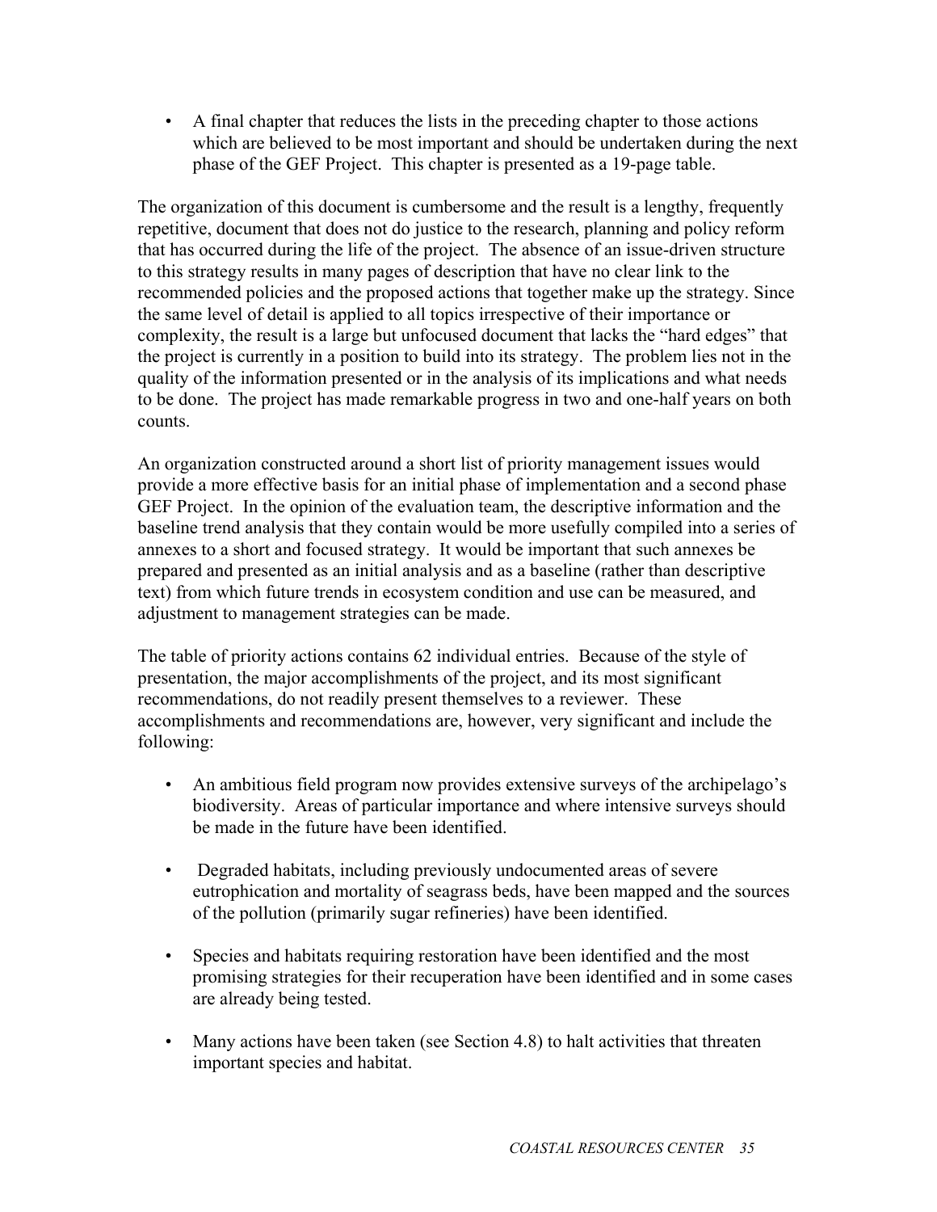- A final chapter that reduces the lists in the preceding chapter to those actions which are believed to be most important and should be undertaken during the next phase of the GEF Project. This chapter is presented as a 19-page table.

The organization of this document is cumbersome and the result is a lengthy, frequently repetitive, document that does not do justice to the research, planning and policy reform that has occurred during the life of the project. The absence of an issue-driven structure to this strategy results in many pages of description that have no clear link to the recommended policies and the proposed actions that together make up the strategy. Since the same level of detail is applied to all topics irrespective of their importance or complexity, the result is a large but unfocused document that lacks the "hard edges" that the project is currently in a position to build into its strategy. The problem lies not in the quality of the information presented or in the analysis of its implications and what needs to be done. The project has made remarkable progress in two and one-half years on both counts.

An organization constructed around a short list of priority management issues would provide a more effective basis for an initial phase of implementation and a second phase GEF Project. In the opinion of the evaluation team, the descriptive information and the baseline trend analysis that they contain would be more usefully compiled into a series of annexes to a short and focused strategy. It would be important that such annexes be prepared and presented as an initial analysis and as a baseline (rather than descriptive text) from which future trends in ecosystem condition and use can be measured, and adjustment to management strategies can be made.

The table of priority actions contains 62 individual entries. Because of the style of presentation, the major accomplishments of the project, and its most significant recommendations, do not readily present themselves to a reviewer. These accomplishments and recommendations are, however, very significant and include the following:

- An ambitious field program now provides extensive surveys of the archipelago's biodiversity. Areas of particular importance and where intensive surveys should be made in the future have been identified.

- Degraded habitats, including previously undocumented areas of severe eutrophication and mortality of seagrass beds, have been mapped and the sources of the pollution (primarily sugar refineries) have been identified.

- Species and habitats requiring restoration have been identified and the most promising strategies for their recuperation have been identified and in some cases are already being tested.

- Many actions have been taken (see Section 4.8) to halt activities that threaten important species and habitat.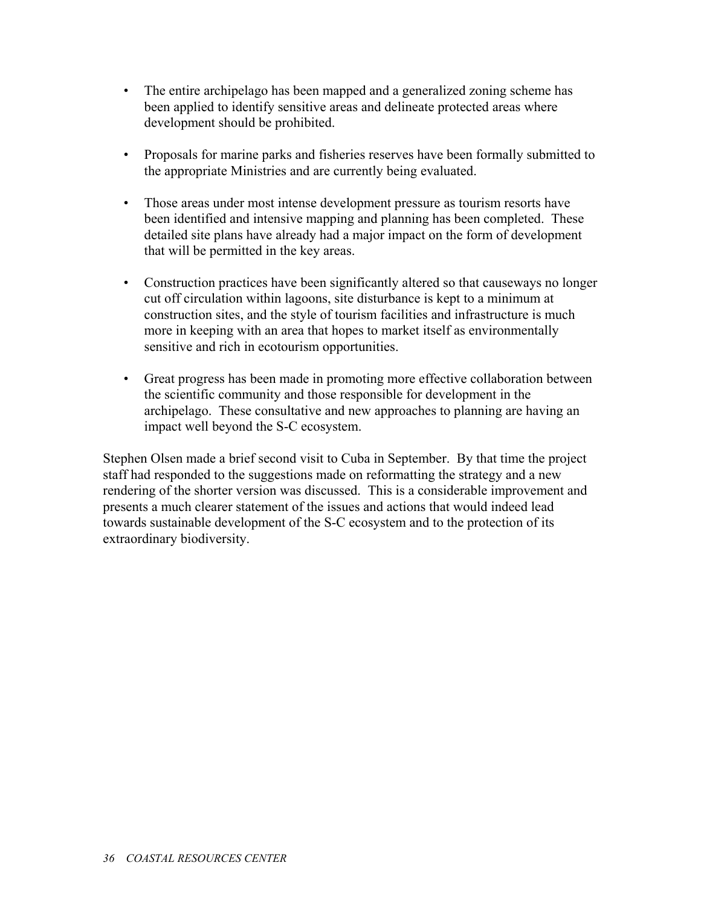- The entire archipelago has been mapped and a generalized zoning scheme has been applied to identify sensitive areas and delineate protected areas where development should be prohibited.

- Proposals for marine parks and fisheries reserves have been formally submitted to the appropriate Ministries and are currently being evaluated.

- Those areas under most intense development pressure as tourism resorts have been identified and intensive mapping and planning has been completed. These detailed site plans have already had a major impact on the form of development that will be permitted in the key areas.

- Construction practices have been significantly altered so that causeways no longer cut off circulation within lagoons, site disturbance is kept to a minimum at construction sites, and the style of tourism facilities and infrastructure is much more in keeping with an area that hopes to market itself as environmentally sensitive and rich in ecotourism opportunities.

- Great progress has been made in promoting more effective collaboration between the scientific community and those responsible for development in the archipelago. These consultative and new approaches to planning are having an impact well beyond the S-C ecosystem.

Stephen Olsen made a brief second visit to Cuba in September. By that time the project staff had responded to the suggestions made on reformatting the strategy and a new rendering of the shorter version was discussed. This is a considerable improvement and presents a much clearer statement of the issues and actions that would indeed lead towards sustainable development of the S-C ecosystem and to the protection of its extraordinary biodiversity.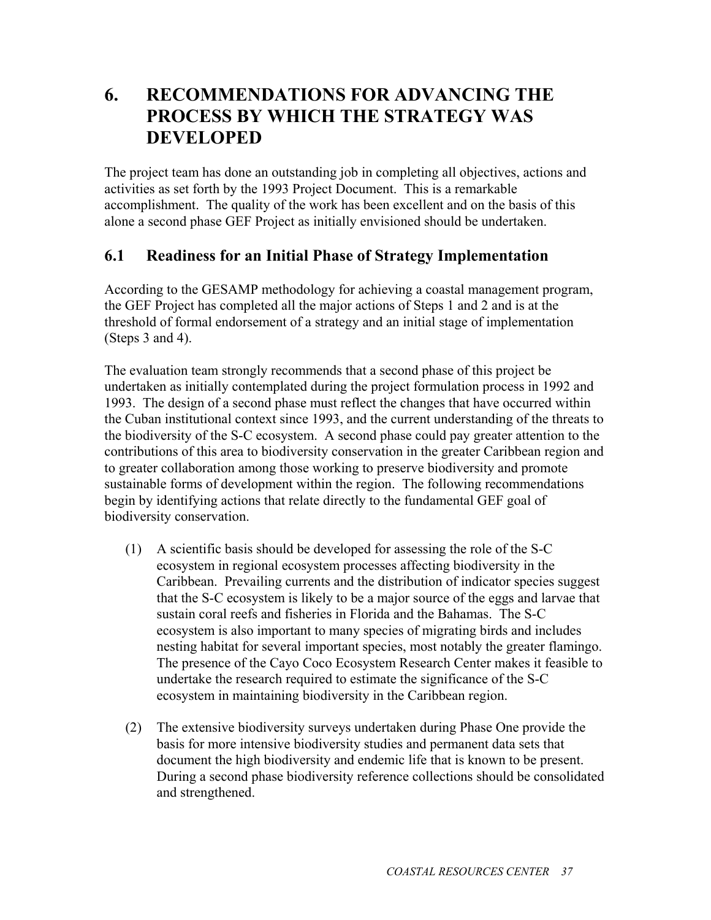# 6. RECOMMENDATIONS FOR ADVANCING THE PROCESS BY WHICH THE STRATEGY WAS DEVELOPED

The project team has done an outstanding job in completing all objectives, actions and activities as set forth by the 1993 Project Document. This is a remarkable accomplishment. The quality of the work has been excellent and on the basis of this alone a second phase GEF Project as initially envisioned should be undertaken.

## 6.1 Readiness for an Initial Phase of Strategy Implementation

According to the GESAMP methodology for achieving a coastal management program, the GEF Project has completed all the major actions of Steps 1 and 2 and is at the threshold of formal endorsement of a strategy and an initial stage of implementation (Steps 3 and 4).

The evaluation team strongly recommends that a second phase of this project be undertaken as initially contemplated during the project formulation process in 1992 and 1993. The design of a second phase must reflect the changes that have occurred within the Cuban institutional context since 1993, and the current understanding of the threats to the biodiversity of the S-C ecosystem. A second phase could pay greater attention to the contributions of this area to biodiversity conservation in the greater Caribbean region and to greater collaboration among those working to preserve biodiversity and promote sustainable forms of development within the region. The following recommendations begin by identifying actions that relate directly to the fundamental GEF goal of biodiversity conservation.

(1) A scientific basis should be developed for assessing the role of the S-C ecosystem in regional ecosystem processes affecting biodiversity in the Caribbean. Prevailing currents and the distribution of indicator species suggest that the S-C ecosystem is likely to be a major source of the eggs and larvae that sustain coral reefs and fisheries in Florida and the Bahamas. The S-C ecosystem is also important to many species of migrating birds and includes nesting habitat for several important species, most notably the greater flamingo. The presence of the Cayo Coco Ecosystem Research Center makes it feasible to undertake the research required to estimate the significance of the S-C ecosystem in maintaining biodiversity in the Caribbean region.

(2) The extensive biodiversity surveys undertaken during Phase One provide the basis for more intensive biodiversity studies and permanent data sets that document the high biodiversity and endemic life that is known to be present. During a second phase biodiversity reference collections should be consolidated and strengthened.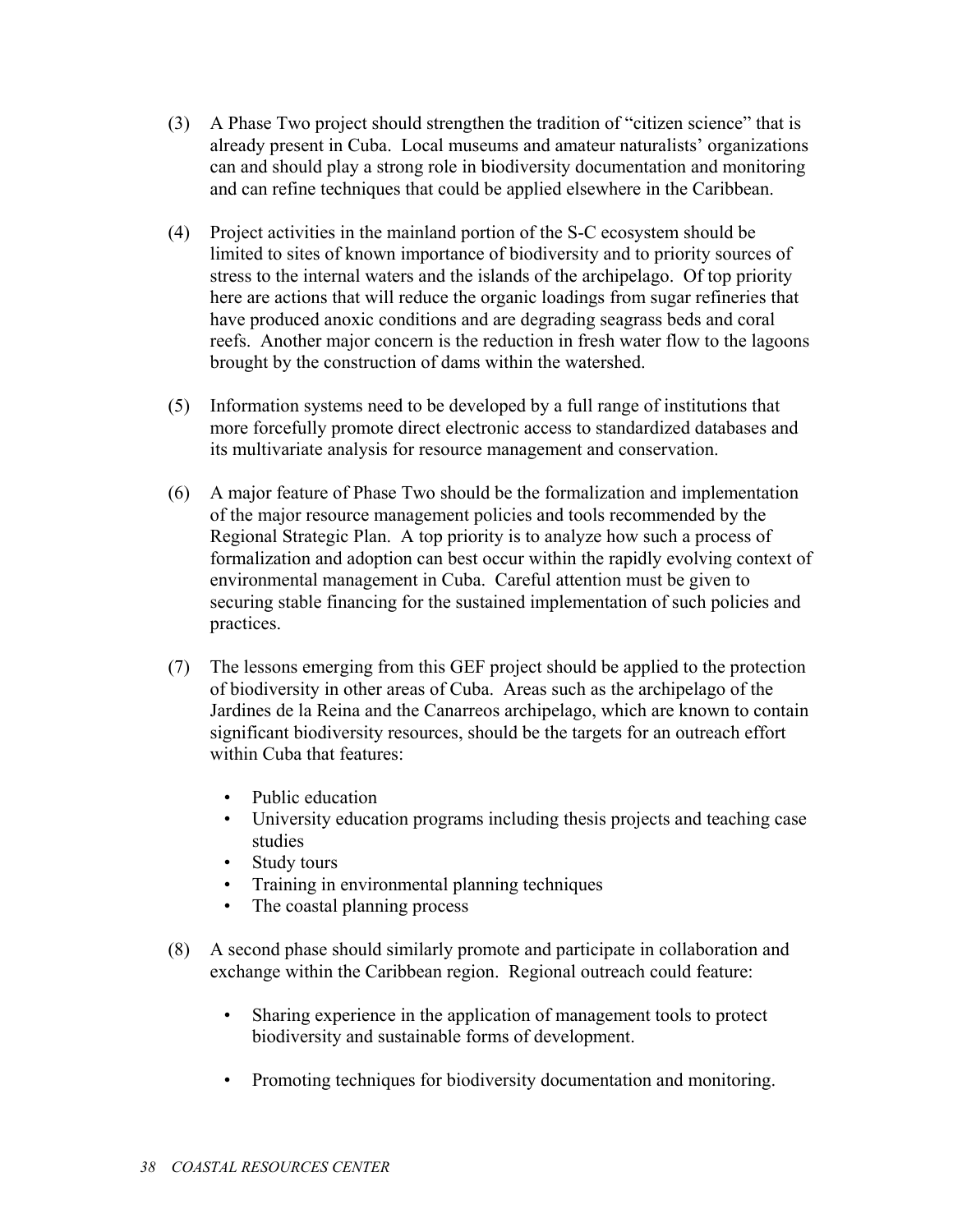(3) A Phase Two project should strengthen the tradition of "citizen science" that is already present in Cuba. Local museums and amateur naturalists' organizations can and should play a strong role in biodiversity documentation and monitoring and can refine techniques that could be applied elsewhere in the Caribbean.

(4) Project activities in the mainland portion of the S-C ecosystem should be limited to sites of known importance of biodiversity and to priority sources of stress to the internal waters and the islands of the archipelago. Of top priority here are actions that will reduce the organic loadings from sugar refineries that have produced anoxic conditions and are degrading seagrass beds and coral reefs. Another major concern is the reduction in fresh water flow to the lagoons brought by the construction of dams within the watershed.

(5) Information systems need to be developed by a full range of institutions that more forcefully promote direct electronic access to standardized databases and its multivariate analysis for resource management and conservation.

(6) A major feature of Phase Two should be the formalization and implementation of the major resource management policies and tools recommended by the Regional Strategic Plan. A top priority is to analyze how such a process of formalization and adoption can best occur within the rapidly evolving context of environmental management in Cuba. Careful attention must be given to securing stable financing for the sustained implementation of such policies and practices.

(7) The lessons emerging from this GEF project should be applied to the protection of biodiversity in other areas of Cuba. Areas such as the archipelago of the Jardines de la Reina and the Canarreos archipelago, which are known to contain significant biodiversity resources, should be the targets for an outreach effort within Cuba that features:

- Public education
- University education programs including thesis projects and teaching case studies
- Study tours
- Training in environmental planning techniques
- The coastal planning process

(8) A second phase should similarly promote and participate in collaboration and exchange within the Caribbean region. Regional outreach could feature:

- Sharing experience in the application of management tools to protect biodiversity and sustainable forms of development.

- Promoting techniques for biodiversity documentation and monitoring.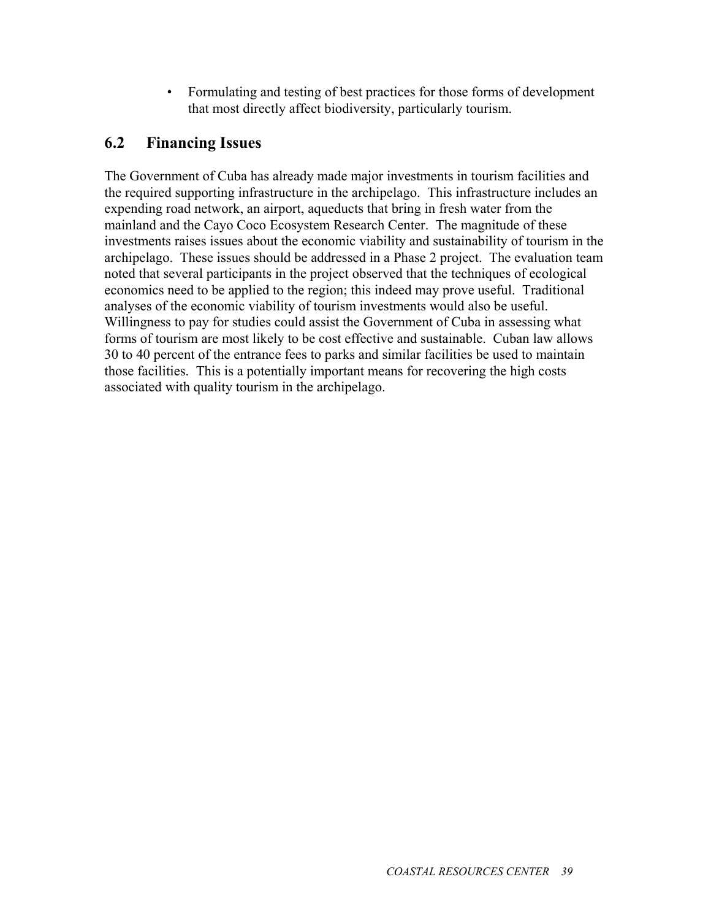- Formulating and testing of best practices for those forms of development that most directly affect biodiversity, particularly tourism.

## 6.2 Financing Issues

The Government of Cuba has already made major investments in tourism facilities and the required supporting infrastructure in the archipelago. This infrastructure includes an expending road network, an airport, aqueducts that bring in fresh water from the mainland and the Cayo Coco Ecosystem Research Center. The magnitude of these investments raises issues about the economic viability and sustainability of tourism in the archipelago. These issues should be addressed in a Phase 2 project. The evaluation team noted that several participants in the project observed that the techniques of ecological economics need to be applied to the region; this indeed may prove useful. Traditional analyses of the economic viability of tourism investments would also be useful. Willingness to pay for studies could assist the Government of Cuba in assessing what forms of tourism are most likely to be cost effective and sustainable. Cuban law allows 30 to 40 percent of the entrance fees to parks and similar facilities be used to maintain those facilities. This is a potentially important means for recovering the high costs associated with quality tourism in the archipelago.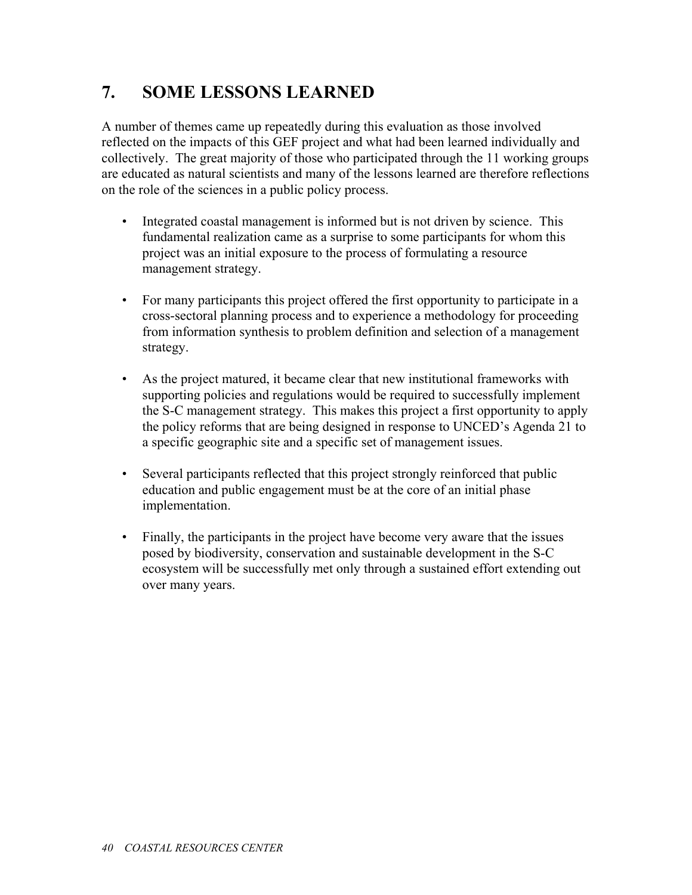# 7. SOME LESSONS LEARNED

A number of themes came up repeatedly during this evaluation as those involved reflected on the impacts of this GEF project and what had been learned individually and collectively. The great majority of those who participated through the 11 working groups are educated as natural scientists and many of the lessons learned are therefore reflections on the role of the sciences in a public policy process.

- Integrated coastal management is informed but is not driven by science. This fundamental realization came as a surprise to some participants for whom this project was an initial exposure to the process of formulating a resource management strategy.

- For many participants this project offered the first opportunity to participate in a cross-sectoral planning process and to experience a methodology for proceeding from information synthesis to problem definition and selection of a management strategy.

- As the project matured, it became clear that new institutional frameworks with supporting policies and regulations would be required to successfully implement the S-C management strategy. This makes this project a first opportunity to apply the policy reforms that are being designed in response to UNCED's Agenda 21 to a specific geographic site and a specific set of management issues.

- Several participants reflected that this project strongly reinforced that public education and public engagement must be at the core of an initial phase implementation.

- Finally, the participants in the project have become very aware that the issues posed by biodiversity, conservation and sustainable development in the S-C ecosystem will be successfully met only through a sustained effort extending out over many years.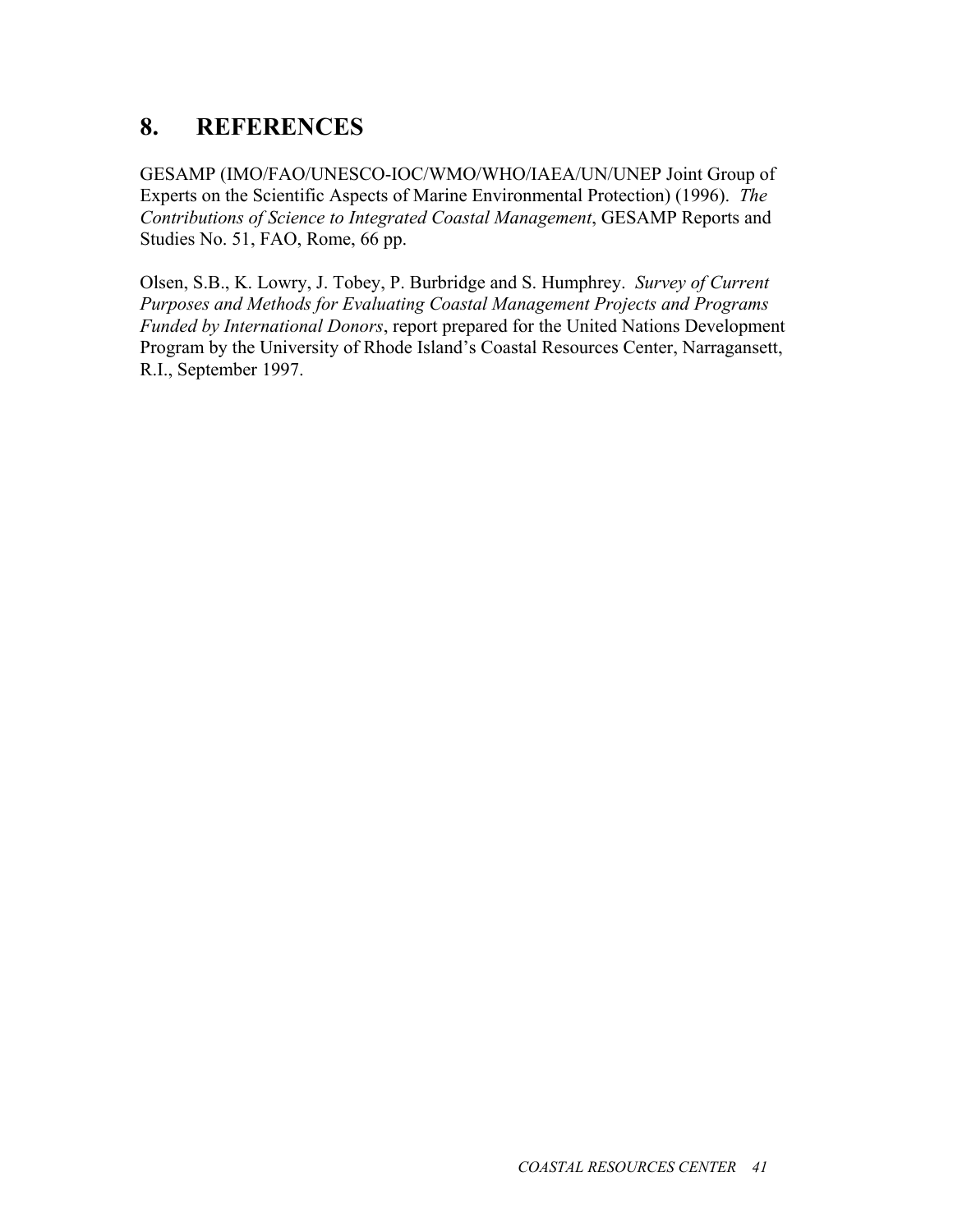# 8. REFERENCES

GESAMP (IMO/FAO/UNESCO-IOC/WMO/WHO/IAEA/UN/UNEP Joint Group of Experts on the Scientific Aspects of Marine Environmental Protection) (1996). *The Contributions of Science to Integrated Coastal Management*, GESAMP Reports and Studies No. 51, FAO, Rome, 66 pp.

Olsen, S.B., K. Lowry, J. Tobey, P. Burbridge and S. Humphrey. *Survey of Current Purposes and Methods for Evaluating Coastal Management Projects and Programs Funded by International Donors*, report prepared for the United Nations Development Program by the University of Rhode Island's Coastal Resources Center, Narragansett, R.I., September 1997.